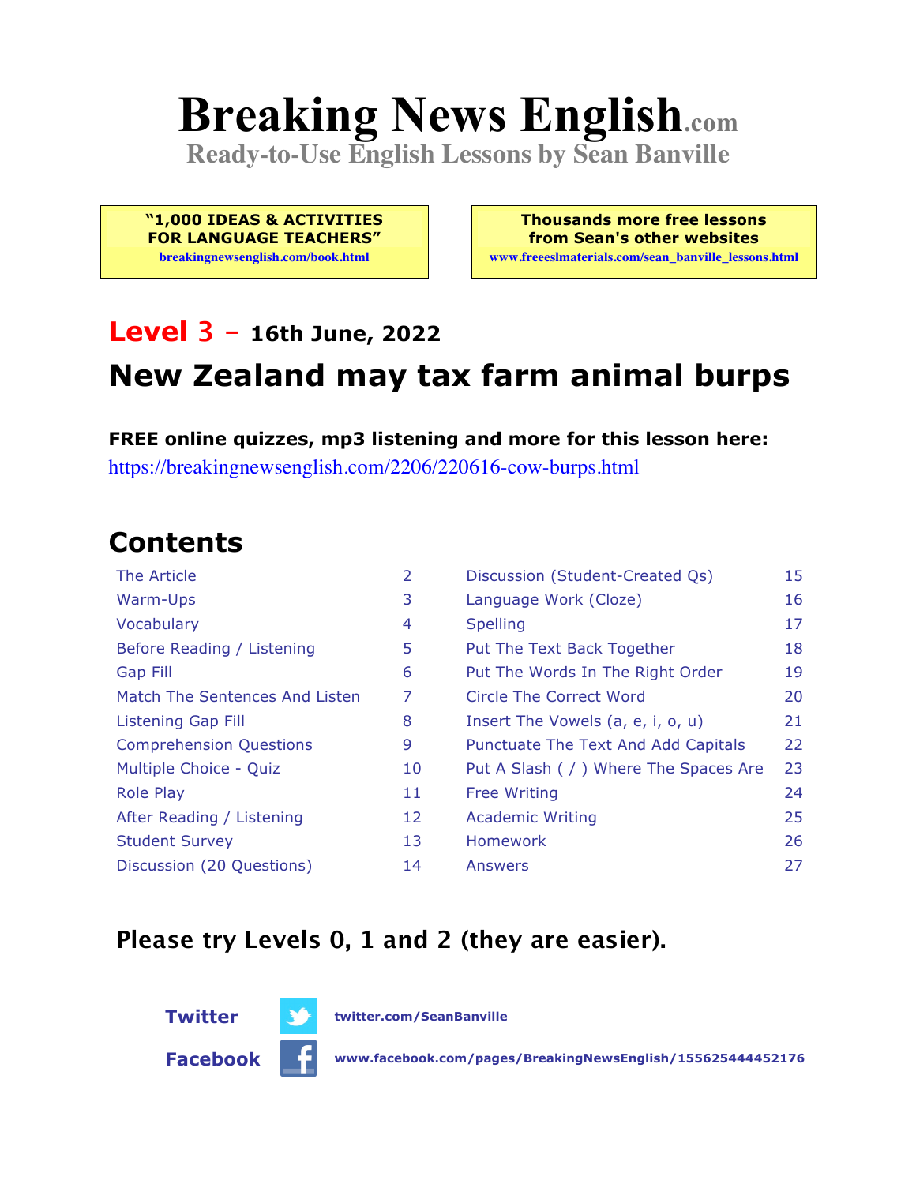# Breaking News English.com

**Ready-to-Use English Lessons by Sean Banville**

**"1,000 IDEAS & ACTIVITIES FOR LANGUAGE TEACHERS"**
breakingnewsenglish.com/book.html

**Thousands more free lessons from Sean's other websites**
www.freeeslmaterials.com/sean_banville_lessons.html

## Level 3 – 16th June, 2022

## New Zealand may tax farm animal burps

**FREE online quizzes, mp3 listening and more for this lesson here:**
https://breakingnewsenglish.com/2206/220616-cow-burps.html

## Contents

| | | | |
|---|---|---|---|
| The Article | 2 | Discussion (Student-Created Qs) | 15 |
| Warm-Ups | 3 | Language Work (Cloze) | 16 |
| Vocabulary | 4 | Spelling | 17 |
| Before Reading / Listening | 5 | Put The Text Back Together | 18 |
| Gap Fill | 6 | Put The Words In The Right Order | 19 |
| Match The Sentences And Listen | 7 | Circle The Correct Word | 20 |
| Listening Gap Fill | 8 | Insert The Vowels (a, e, i, o, u) | 21 |
| Comprehension Questions | 9 | Punctuate The Text And Add Capitals | 22 |
| Multiple Choice - Quiz | 10 | Put A Slash ( / ) Where The Spaces Are | 23 |
| Role Play | 11 | Free Writing | 24 |
| After Reading / Listening | 12 | Academic Writing | 25 |
| Student Survey | 13 | Homework | 26 |
| Discussion (20 Questions) | 14 | Answers | 27 |

### Please try Levels 0, 1 and 2 (they are easier).

**Twitter** twitter.com/SeanBanville

**Facebook** www.facebook.com/pages/BreakingNewsEnglish/155625444452176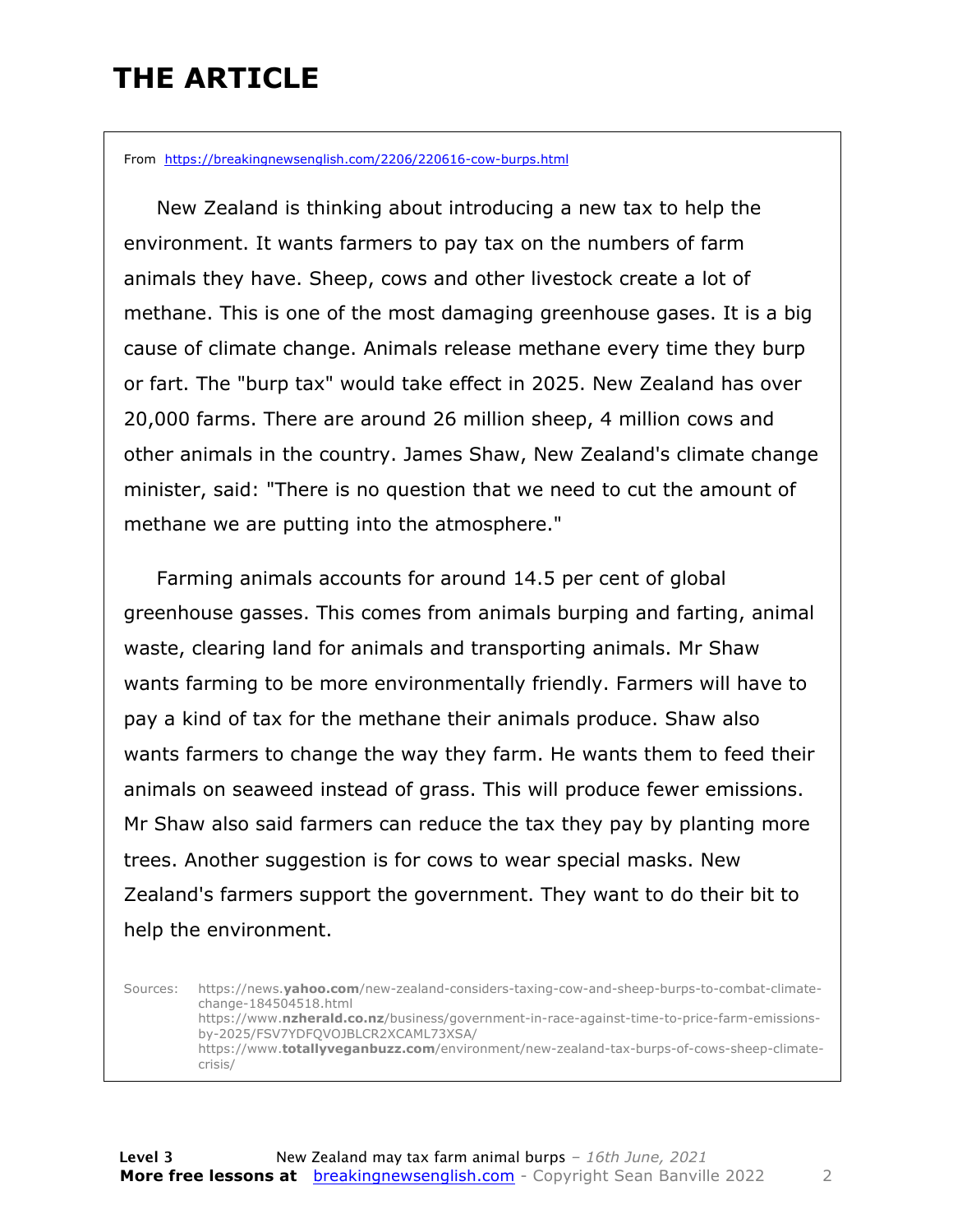# THE ARTICLE

From [https://breakingnewsenglish.com/2206/220616-cow-burps.html](https://breakingnewsenglish.com/2206/220616-cow-burps.html)

New Zealand is thinking about introducing a new tax to help the environment. It wants farmers to pay tax on the numbers of farm animals they have. Sheep, cows and other livestock create a lot of methane. This is one of the most damaging greenhouse gases. It is a big cause of climate change. Animals release methane every time they burp or fart. The "burp tax" would take effect in 2025. New Zealand has over 20,000 farms. There are around 26 million sheep, 4 million cows and other animals in the country. James Shaw, New Zealand's climate change minister, said: "There is no question that we need to cut the amount of methane we are putting into the atmosphere."

Farming animals accounts for around 14.5 per cent of global greenhouse gasses. This comes from animals burping and farting, animal waste, clearing land for animals and transporting animals. Mr Shaw wants farming to be more environmentally friendly. Farmers will have to pay a kind of tax for the methane their animals produce. Shaw also wants farmers to change the way they farm. He wants them to feed their animals on seaweed instead of grass. This will produce fewer emissions. Mr Shaw also said farmers can reduce the tax they pay by planting more trees. Another suggestion is for cows to wear special masks. New Zealand's farmers support the government. They want to do their bit to help the environment.

Sources:
https://news.**yahoo.com**/new-zealand-considers-taxing-cow-and-sheep-burps-to-combat-climate-change-184504518.html
https://www.**nzherald.co.nz**/business/government-in-race-against-time-to-price-farm-emissions-by-2025/FSV7YDFQVOJBLCR2XCAML73XSA/
https://www.**totallyveganbuzz.com**/environment/new-zealand-tax-burps-of-cows-sheep-climate-crisis/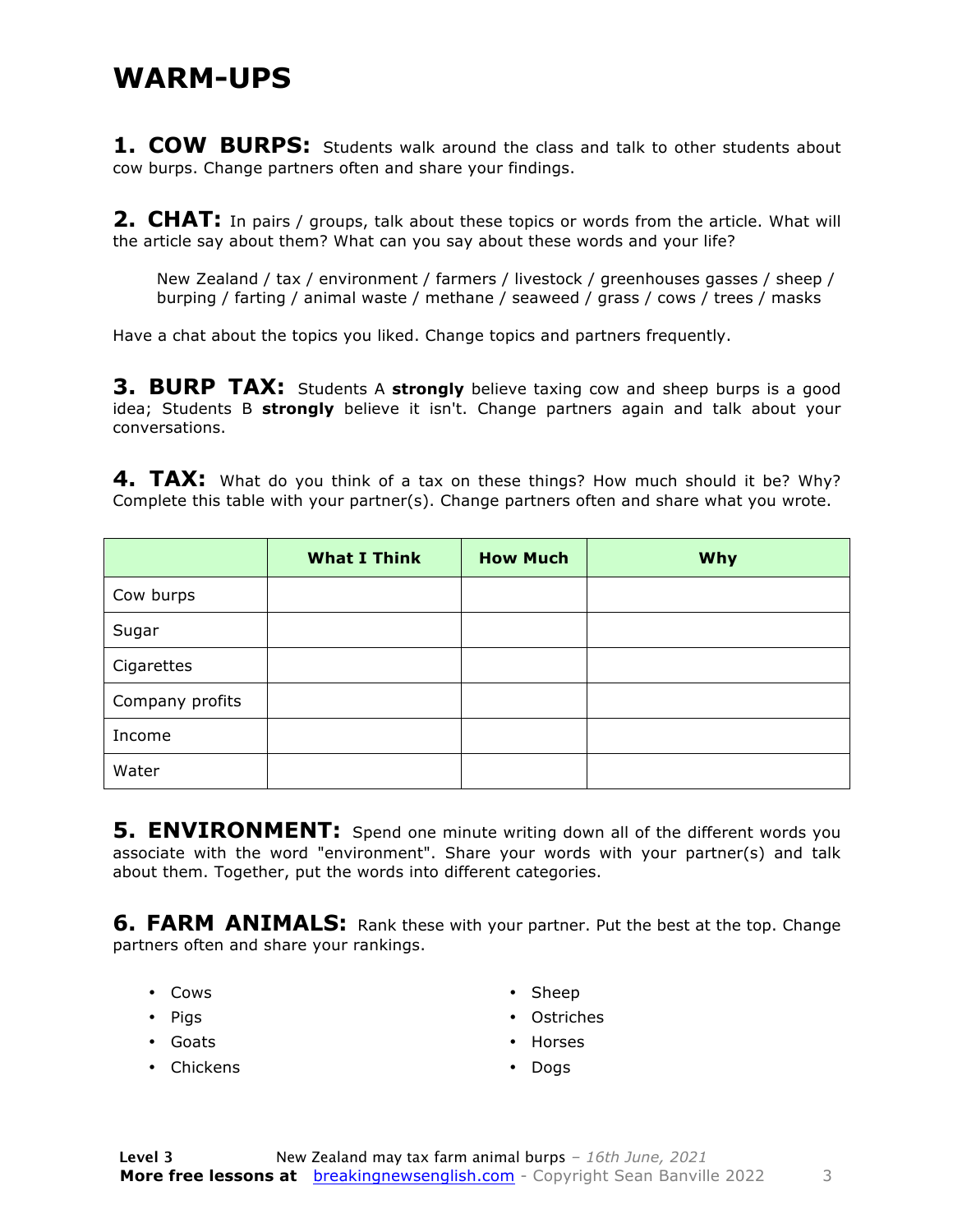# WARM-UPS

**1. COW BURPS:** Students walk around the class and talk to other students about cow burps. Change partners often and share your findings.

**2. CHAT:** In pairs / groups, talk about these topics or words from the article. What will the article say about them? What can you say about these words and your life?

> New Zealand / tax / environment / farmers / livestock / greenhouses gasses / sheep / burping / farting / animal waste / methane / seaweed / grass / cows / trees / masks

Have a chat about the topics you liked. Change topics and partners frequently.

**3. BURP TAX:** Students A **strongly** believe taxing cow and sheep burps is a good idea; Students B **strongly** believe it isn't. Change partners again and talk about your conversations.

**4. TAX:** What do you think of a tax on these things? How much should it be? Why? Complete this table with your partner(s). Change partners often and share what you wrote.

| | What I Think | How Much | Why |
|---|---|---|---|
| Cow burps | | | |
| Sugar | | | |
| Cigarettes | | | |
| Company profits | | | |
| Income | | | |
| Water | | | |

**5. ENVIRONMENT:** Spend one minute writing down all of the different words you associate with the word "environment". Share your words with your partner(s) and talk about them. Together, put the words into different categories.

**6. FARM ANIMALS:** Rank these with your partner. Put the best at the top. Change partners often and share your rankings.

- Cows
- Pigs
- Goats
- Chickens
- Sheep
- Ostriches
- Horses
- Dogs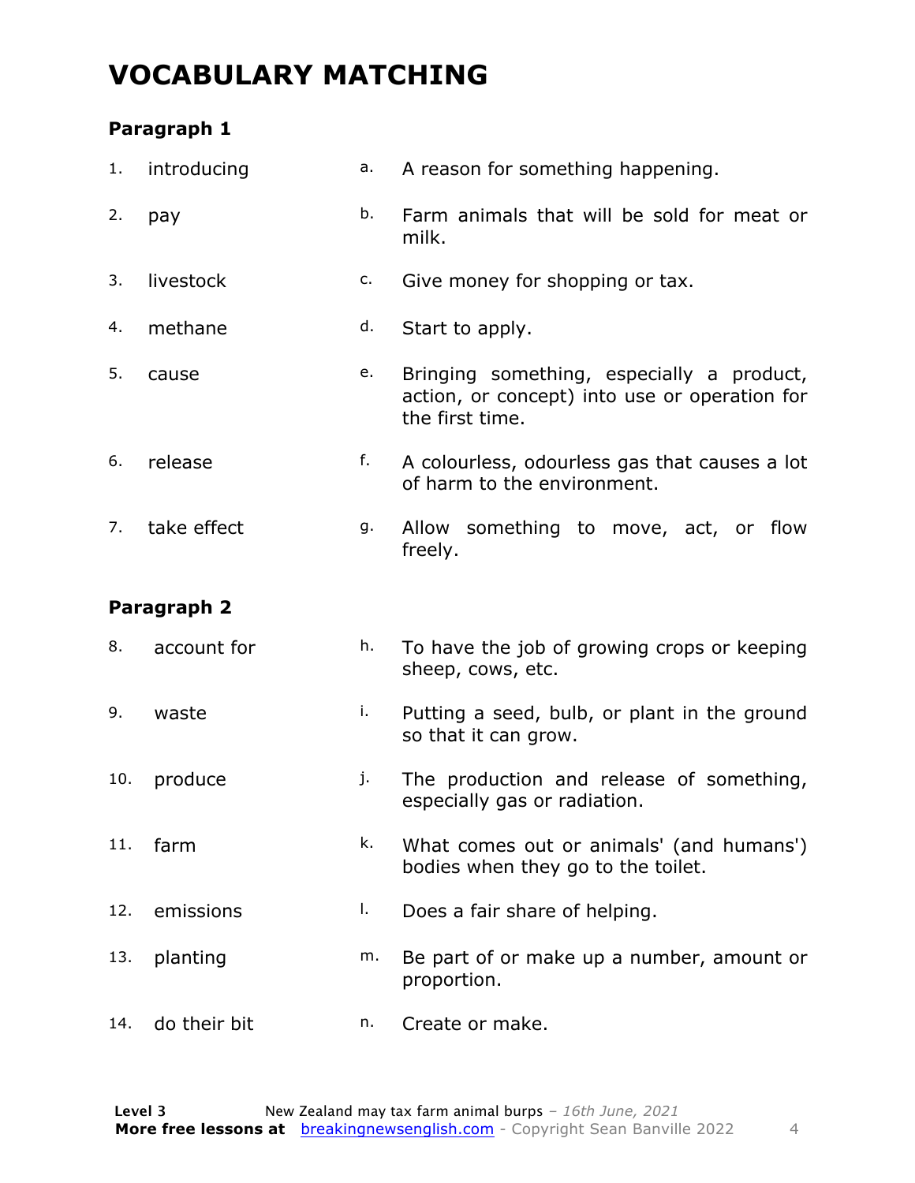# VOCABULARY MATCHING

## Paragraph 1

| | | | |
|---|---|---|---|
| 1. | introducing | a. | A reason for something happening. |
| 2. | pay | b. | Farm animals that will be sold for meat or milk. |
| 3. | livestock | c. | Give money for shopping or tax. |
| 4. | methane | d. | Start to apply. |
| 5. | cause | e. | Bringing something, especially a product, action, or concept) into use or operation for the first time. |
| 6. | release | f. | A colourless, odourless gas that causes a lot of harm to the environment. |
| 7. | take effect | g. | Allow something to move, act, or flow freely. |

## Paragraph 2

| | | | |
|---|---|---|---|
| 8. | account for | h. | To have the job of growing crops or keeping sheep, cows, etc. |
| 9. | waste | i. | Putting a seed, bulb, or plant in the ground so that it can grow. |
| 10. | produce | j. | The production and release of something, especially gas or radiation. |
| 11. | farm | k. | What comes out or animals' (and humans') bodies when they go to the toilet. |
| 12. | emissions | l. | Does a fair share of helping. |
| 13. | planting | m. | Be part of or make up a number, amount or proportion. |
| 14. | do their bit | n. | Create or make. |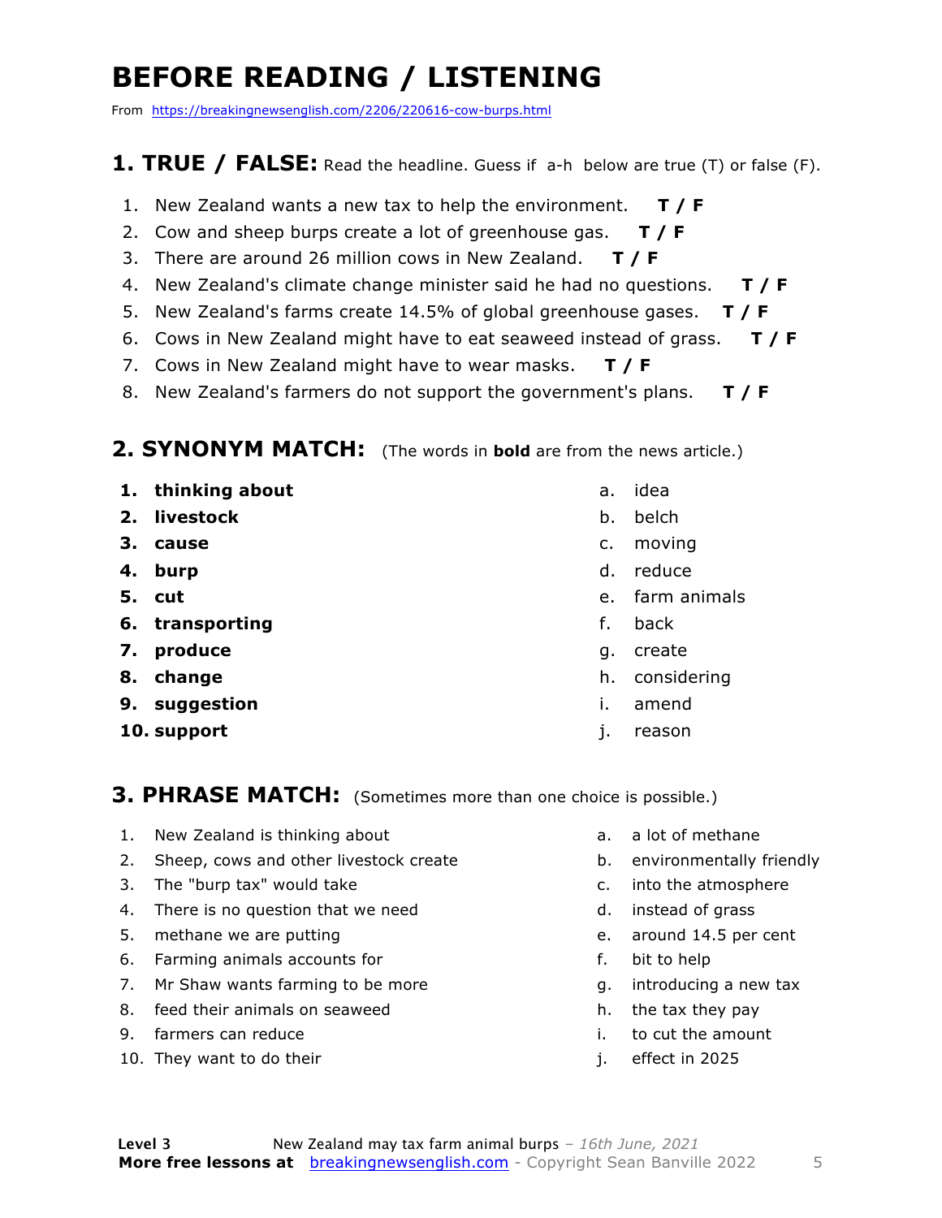# BEFORE READING / LISTENING

From https://breakingnewsenglish.com/2206/220616-cow-burps.html

## 1. TRUE / FALSE: Read the headline. Guess if a-h below are true (T) or false (F).

1. New Zealand wants a new tax to help the environment. **T / F**
2. Cow and sheep burps create a lot of greenhouse gas. **T / F**
3. There are around 26 million cows in New Zealand. **T / F**
4. New Zealand's climate change minister said he had no questions. **T / F**
5. New Zealand's farms create 14.5% of global greenhouse gases. **T / F**
6. Cows in New Zealand might have to eat seaweed instead of grass. **T / F**
7. Cows in New Zealand might have to wear masks. **T / F**
8. New Zealand's farmers do not support the government's plans. **T / F**

## 2. SYNONYM MATCH: (The words in **bold** are from the news article.)

1. **thinking about**
2. **livestock**
3. **cause**
4. **burp**
5. **cut**
6. **transporting**
7. **produce**
8. **change**
9. **suggestion**
10. **support**

a. idea
b. belch
c. moving
d. reduce
e. farm animals
f. back
g. create
h. considering
i. amend
j. reason

## 3. PHRASE MATCH: (Sometimes more than one choice is possible.)

1. New Zealand is thinking about
2. Sheep, cows and other livestock create
3. The "burp tax" would take
4. There is no question that we need
5. methane we are putting
6. Farming animals accounts for
7. Mr Shaw wants farming to be more
8. feed their animals on seaweed
9. farmers can reduce
10. They want to do their

a. a lot of methane
b. environmentally friendly
c. into the atmosphere
d. instead of grass
e. around 14.5 per cent
f. bit to help
g. introducing a new tax
h. the tax they pay
i. to cut the amount
j. effect in 2025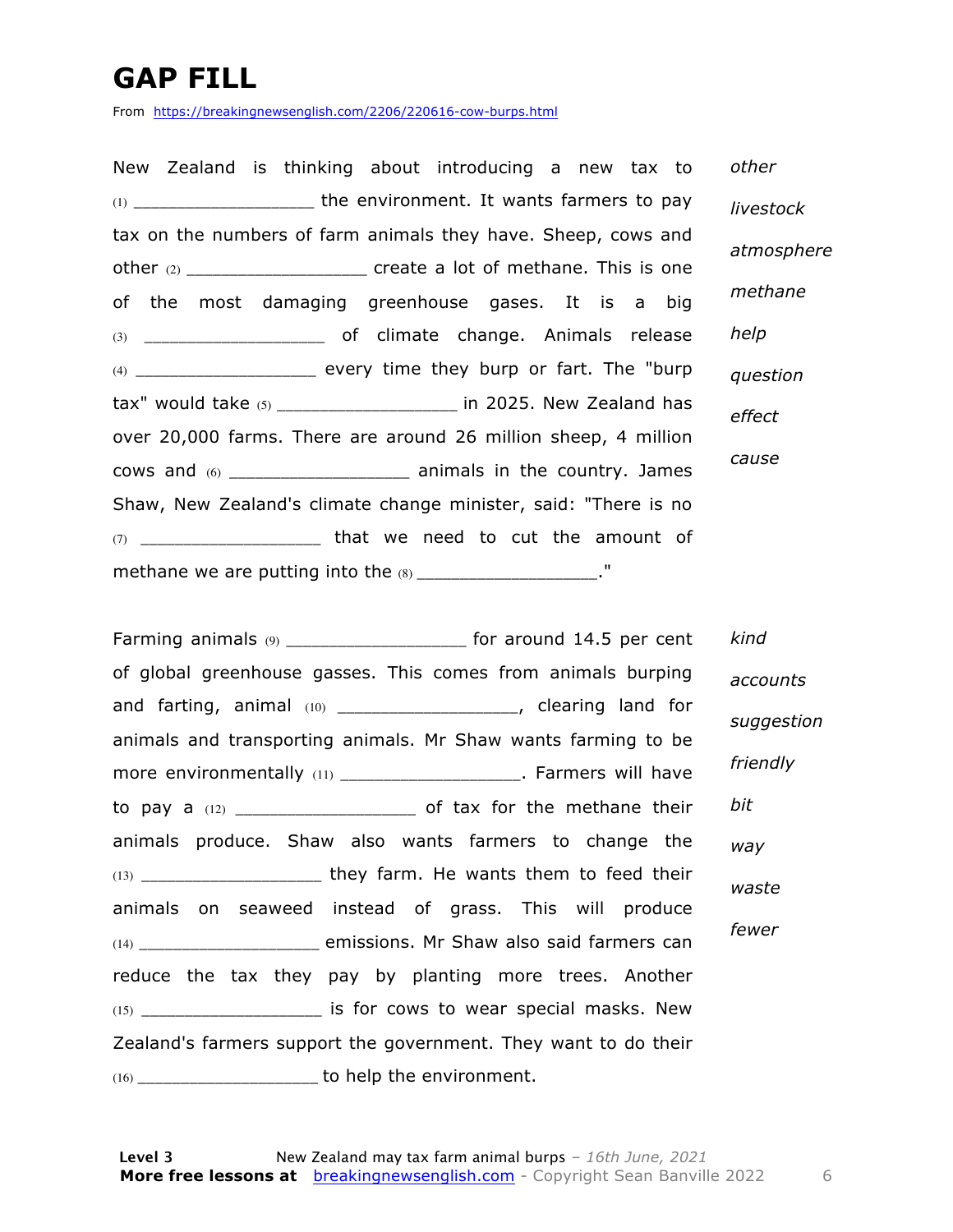# GAP FILL

From https://breakingnewsenglish.com/2206/220616-cow-burps.html

New Zealand is thinking about introducing a new tax to (1) _________________ the environment. It wants farmers to pay tax on the numbers of farm animals they have. Sheep, cows and other (2) _________________ create a lot of methane. This is one of the most damaging greenhouse gases. It is a big (3) _________________ of climate change. Animals release (4) _________________ every time they burp or fart. The "burp tax" would take (5) _________________ in 2025. New Zealand has over 20,000 farms. There are around 26 million sheep, 4 million cows and (6) _________________ animals in the country. James Shaw, New Zealand's climate change minister, said: "There is no (7) _________________ that we need to cut the amount of methane we are putting into the (8) _________________."

*other*

*livestock*

*atmosphere*

*methane*

*help*

*question*

*effect*

*cause*

Farming animals (9) _________________ for around 14.5 per cent of global greenhouse gasses. This comes from animals burping and farting, animal (10) _________________, clearing land for animals and transporting animals. Mr Shaw wants farming to be more environmentally (11) _________________. Farmers will have to pay a (12) _________________ of tax for the methane their animals produce. Shaw also wants farmers to change the (13) _________________ they farm. He wants them to feed their animals on seaweed instead of grass. This will produce (14) _________________ emissions. Mr Shaw also said farmers can reduce the tax they pay by planting more trees. Another (15) _________________ is for cows to wear special masks. New Zealand's farmers support the government. They want to do their (16) _________________ to help the environment.

*kind*

*accounts*

*suggestion*

*friendly*

*bit*

*way*

*waste*

*fewer*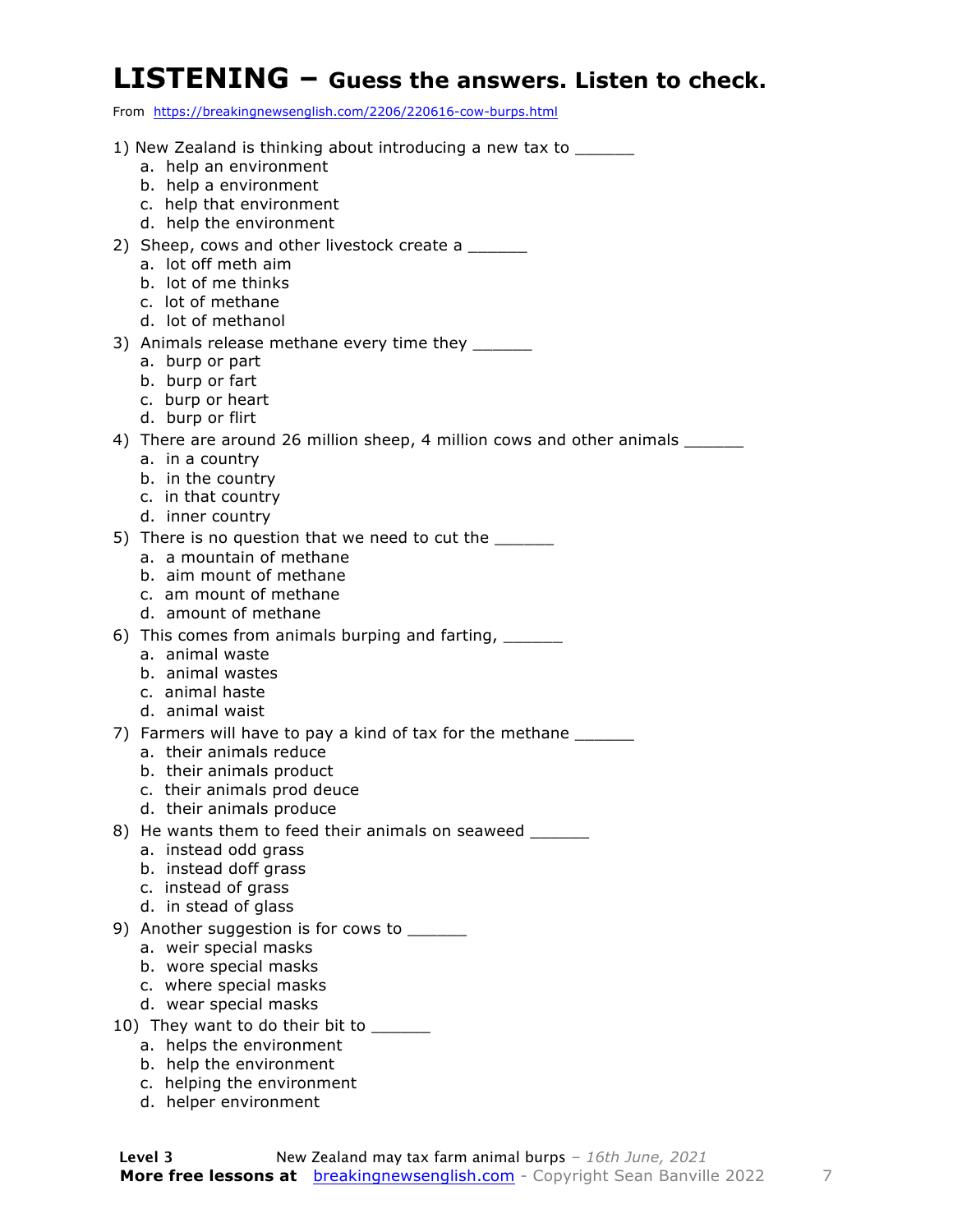# LISTENING – Guess the answers. Listen to check.

From https://breakingnewsenglish.com/2206/220616-cow-burps.html

1) New Zealand is thinking about introducing a new tax to ______
   a. help an environment
   b. help a environment
   c. help that environment
   d. help the environment

2) Sheep, cows and other livestock create a ______
   a. lot off meth aim
   b. lot of me thinks
   c. lot of methane
   d. lot of methanol

3) Animals release methane every time they ______
   a. burp or part
   b. burp or fart
   c. burp or heart
   d. burp or flirt

4) There are around 26 million sheep, 4 million cows and other animals ______
   a. in a country
   b. in the country
   c. in that country
   d. inner country

5) There is no question that we need to cut the ______
   a. a mountain of methane
   b. aim mount of methane
   c. am mount of methane
   d. amount of methane

6) This comes from animals burping and farting, ______
   a. animal waste
   b. animal wastes
   c. animal haste
   d. animal waist

7) Farmers will have to pay a kind of tax for the methane ______
   a. their animals reduce
   b. their animals product
   c. their animals prod deuce
   d. their animals produce

8) He wants them to feed their animals on seaweed ______
   a. instead odd grass
   b. instead doff grass
   c. instead of grass
   d. in stead of glass

9) Another suggestion is for cows to ______
   a. weir special masks
   b. wore special masks
   c. where special masks
   d. wear special masks

10) They want to do their bit to ______
   a. helps the environment
   b. help the environment
   c. helping the environment
   d. helper environment

**Level 3** New Zealand may tax farm animal burps – *16th June, 2021*
**More free lessons at** breakingnewsenglish.com - Copyright Sean Banville 2022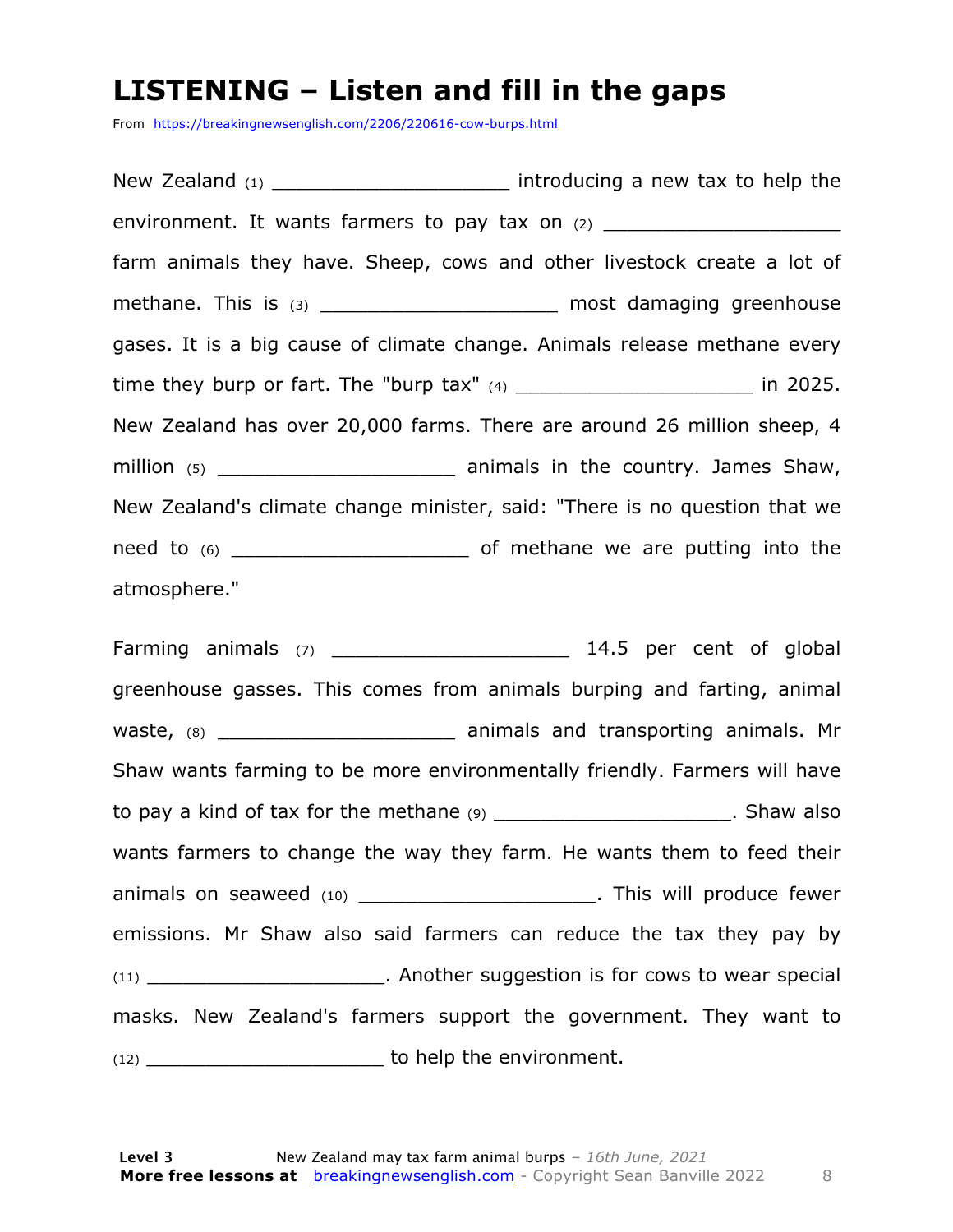# LISTENING – Listen and fill in the gaps

From https://breakingnewsenglish.com/2206/220616-cow-burps.html

New Zealand (1) ____________________ introducing a new tax to help the environment. It wants farmers to pay tax on (2) ____________________ farm animals they have. Sheep, cows and other livestock create a lot of methane. This is (3) ____________________ most damaging greenhouse gases. It is a big cause of climate change. Animals release methane every time they burp or fart. The "burp tax" (4) ____________________ in 2025. New Zealand has over 20,000 farms. There are around 26 million sheep, 4 million (5) ____________________ animals in the country. James Shaw, New Zealand's climate change minister, said: "There is no question that we need to (6) ____________________ of methane we are putting into the atmosphere."

Farming animals (7) ____________________ 14.5 per cent of global greenhouse gasses. This comes from animals burping and farting, animal waste, (8) ____________________ animals and transporting animals. Mr Shaw wants farming to be more environmentally friendly. Farmers will have to pay a kind of tax for the methane (9) ____________________. Shaw also wants farmers to change the way they farm. He wants them to feed their animals on seaweed (10) ____________________. This will produce fewer emissions. Mr Shaw also said farmers can reduce the tax they pay by (11) ____________________. Another suggestion is for cows to wear special masks. New Zealand's farmers support the government. They want to (12) ____________________ to help the environment.

**Level 3** New Zealand may tax farm animal burps – *16th June, 2021*
**More free lessons at** breakingnewsenglish.com - Copyright Sean Banville 2022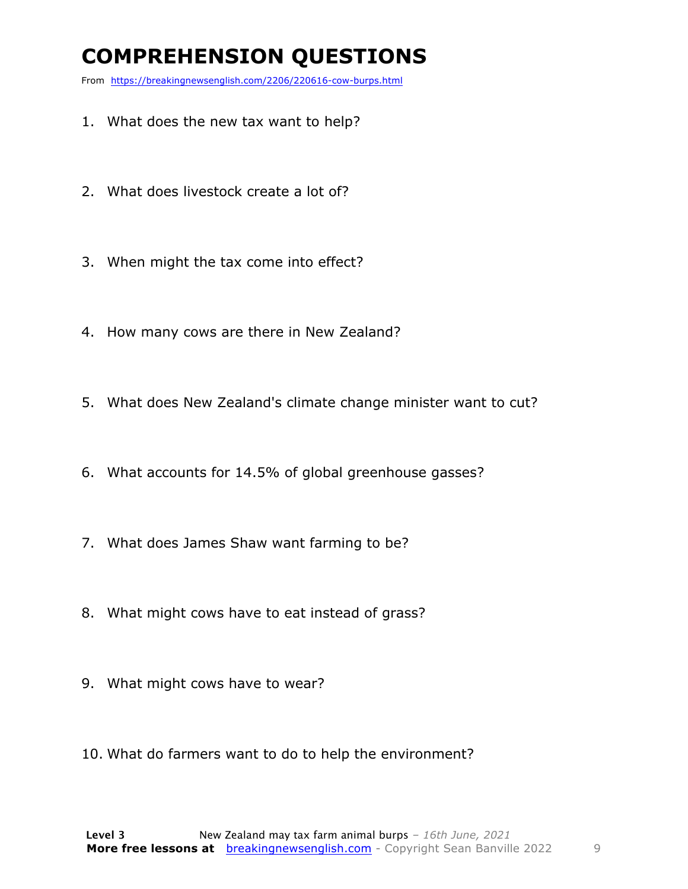# COMPREHENSION QUESTIONS

From https://breakingnewsenglish.com/2206/220616-cow-burps.html

1. What does the new tax want to help?
2. What does livestock create a lot of?
3. When might the tax come into effect?
4. How many cows are there in New Zealand?
5. What does New Zealand's climate change minister want to cut?
6. What accounts for 14.5% of global greenhouse gasses?
7. What does James Shaw want farming to be?
8. What might cows have to eat instead of grass?
9. What might cows have to wear?
10. What do farmers want to do to help the environment?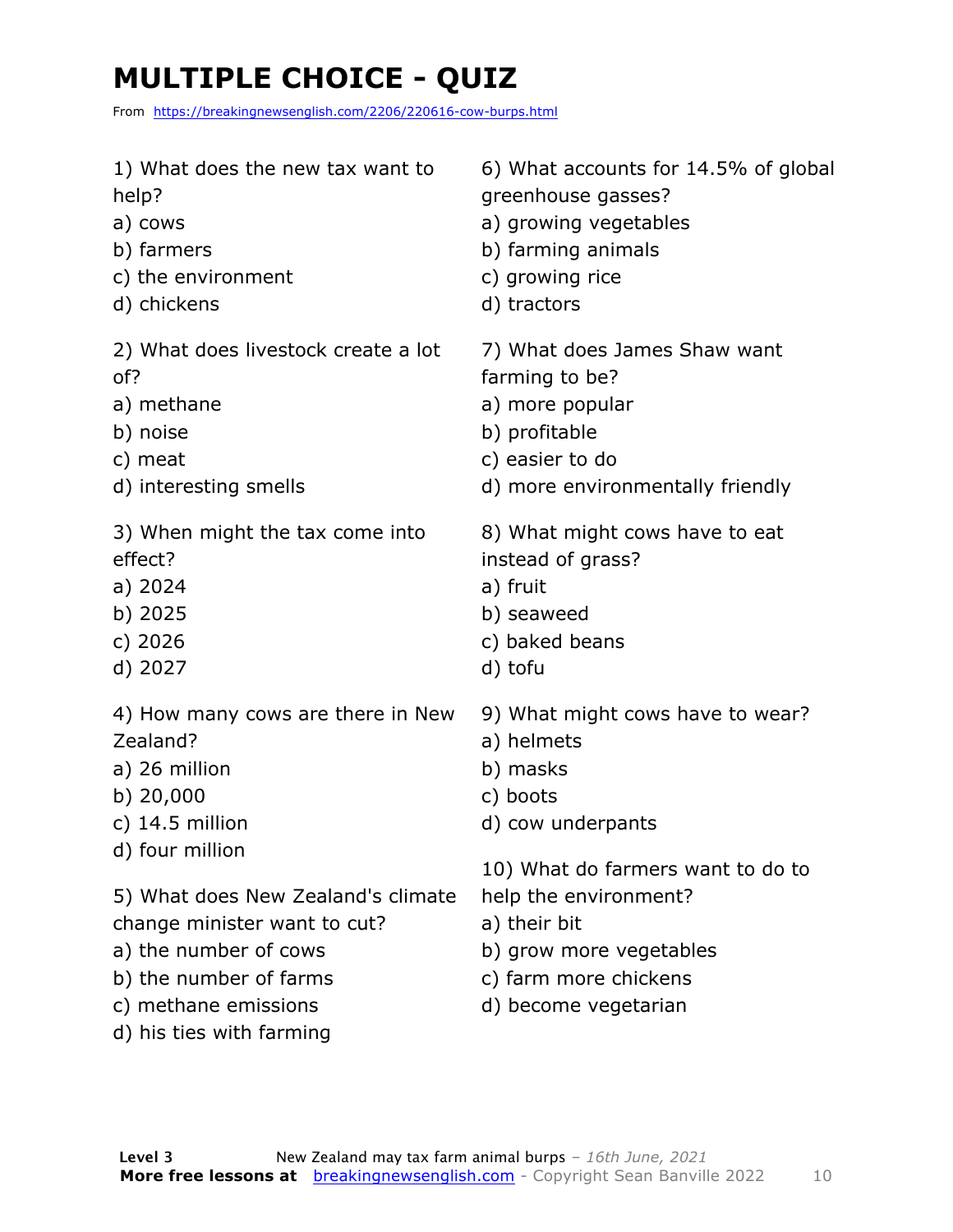# MULTIPLE CHOICE - QUIZ

From https://breakingnewsenglish.com/2206/220616-cow-burps.html

1) What does the new tax want to help?
a) cows
b) farmers
c) the environment
d) chickens

2) What does livestock create a lot of?
a) methane
b) noise
c) meat
d) interesting smells

3) When might the tax come into effect?
a) 2024
b) 2025
c) 2026
d) 2027

4) How many cows are there in New Zealand?
a) 26 million
b) 20,000
c) 14.5 million
d) four million

5) What does New Zealand's climate change minister want to cut?
a) the number of cows
b) the number of farms
c) methane emissions
d) his ties with farming

6) What accounts for 14.5% of global greenhouse gasses?
a) growing vegetables
b) farming animals
c) growing rice
d) tractors

7) What does James Shaw want farming to be?
a) more popular
b) profitable
c) easier to do
d) more environmentally friendly

8) What might cows have to eat instead of grass?
a) fruit
b) seaweed
c) baked beans
d) tofu

9) What might cows have to wear?
a) helmets
b) masks
c) boots
d) cow underpants

10) What do farmers want to do to help the environment?
a) their bit
b) grow more vegetables
c) farm more chickens
d) become vegetarian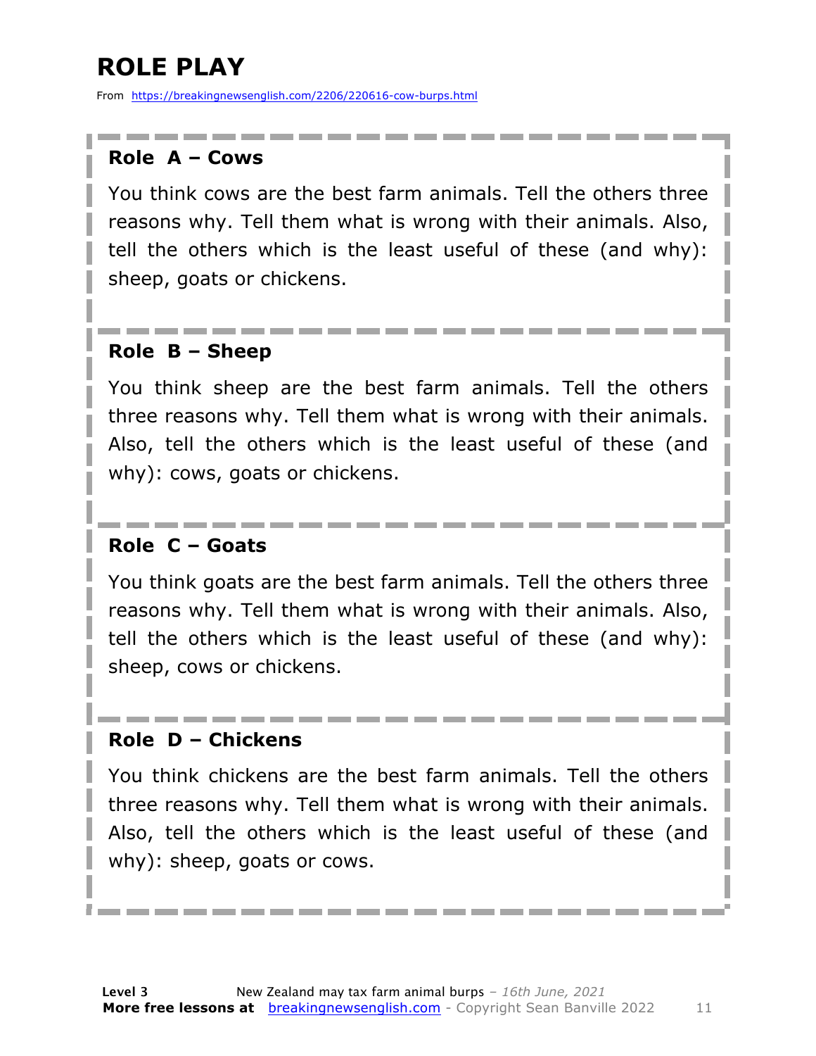# ROLE PLAY

From https://breakingnewsenglish.com/2206/220616-cow-burps.html

**Role A – Cows**

You think cows are the best farm animals. Tell the others three reasons why. Tell them what is wrong with their animals. Also, tell the others which is the least useful of these (and why): sheep, goats or chickens.

**Role B – Sheep**

You think sheep are the best farm animals. Tell the others three reasons why. Tell them what is wrong with their animals. Also, tell the others which is the least useful of these (and why): cows, goats or chickens.

**Role C – Goats**

You think goats are the best farm animals. Tell the others three reasons why. Tell them what is wrong with their animals. Also, tell the others which is the least useful of these (and why): sheep, cows or chickens.

**Role D – Chickens**

You think chickens are the best farm animals. Tell the others three reasons why. Tell them what is wrong with their animals. Also, tell the others which is the least useful of these (and why): sheep, goats or cows.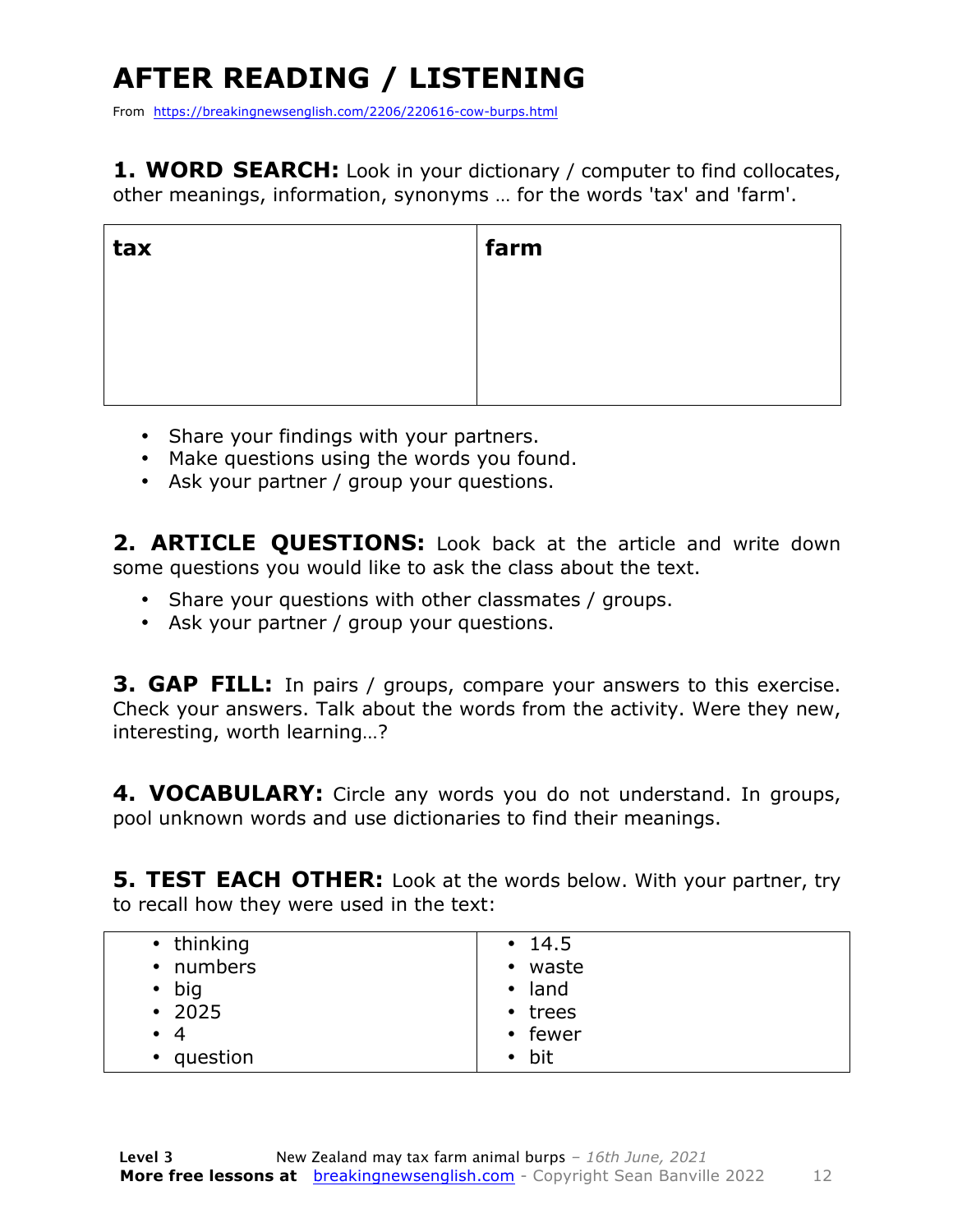# AFTER READING / LISTENING

From https://breakingnewsenglish.com/2206/220616-cow-burps.html

**1. WORD SEARCH:** Look in your dictionary / computer to find collocates, other meanings, information, synonyms … for the words 'tax' and 'farm'.

| tax | farm |
|---|---|
| | |

- Share your findings with your partners.
- Make questions using the words you found.
- Ask your partner / group your questions.

**2. ARTICLE QUESTIONS:** Look back at the article and write down some questions you would like to ask the class about the text.

- Share your questions with other classmates / groups.
- Ask your partner / group your questions.

**3. GAP FILL:** In pairs / groups, compare your answers to this exercise. Check your answers. Talk about the words from the activity. Were they new, interesting, worth learning…?

**4. VOCABULARY:** Circle any words you do not understand. In groups, pool unknown words and use dictionaries to find their meanings.

**5. TEST EACH OTHER:** Look at the words below. With your partner, try to recall how they were used in the text:

| | |
|---|---|
| • thinking<br>• numbers<br>• big<br>• 2025<br>• 4<br>• question | • 14.5<br>• waste<br>• land<br>• trees<br>• fewer<br>• bit |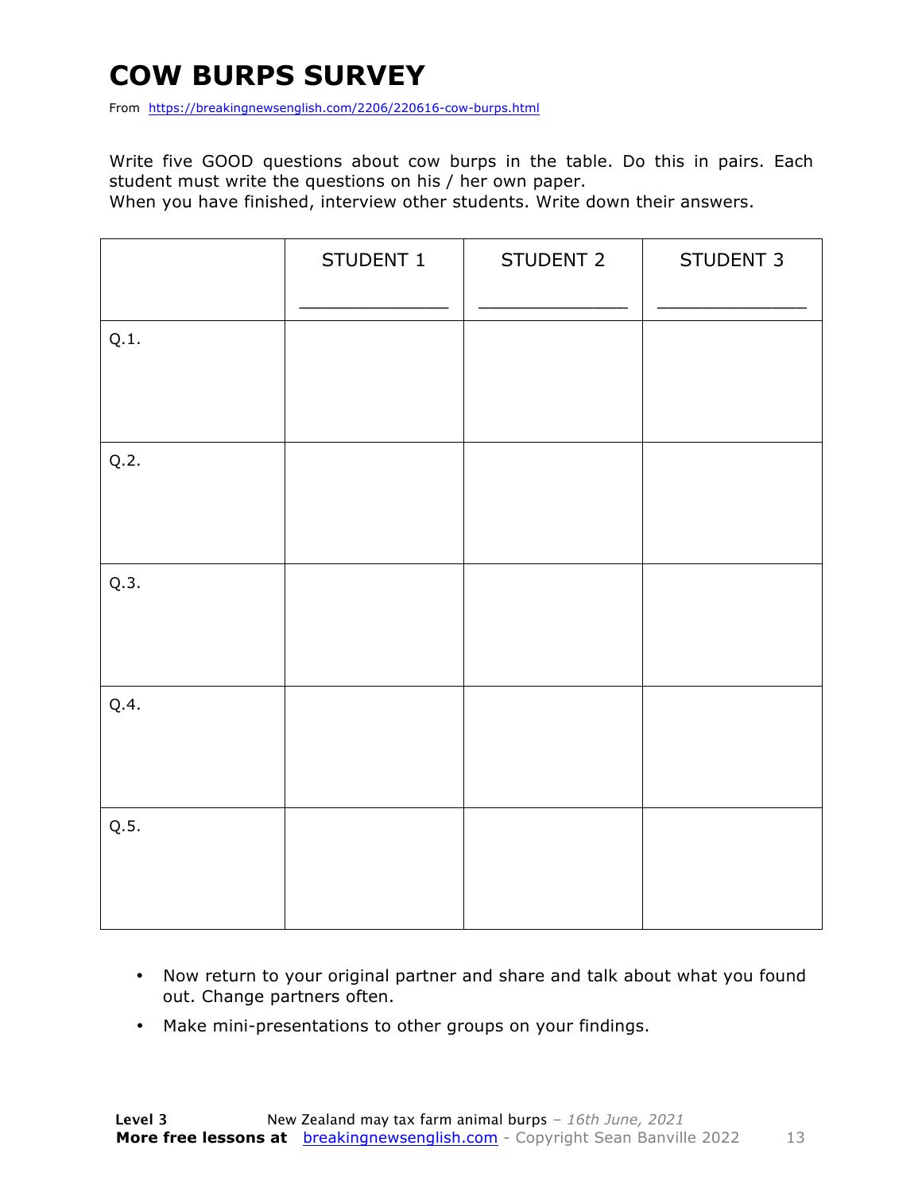# COW BURPS SURVEY

From https://breakingnewsenglish.com/2206/220616-cow-burps.html

Write five GOOD questions about cow burps in the table. Do this in pairs. Each student must write the questions on his / her own paper.

When you have finished, interview other students. Write down their answers.

| | STUDENT 1<br>_____________ | STUDENT 2<br>_____________ | STUDENT 3<br>_____________ |
|---|---|---|---|
| Q.1. | | | |
| Q.2. | | | |
| Q.3. | | | |
| Q.4. | | | |
| Q.5. | | | |

- Now return to your original partner and share and talk about what you found out. Change partners often.
- Make mini-presentations to other groups on your findings.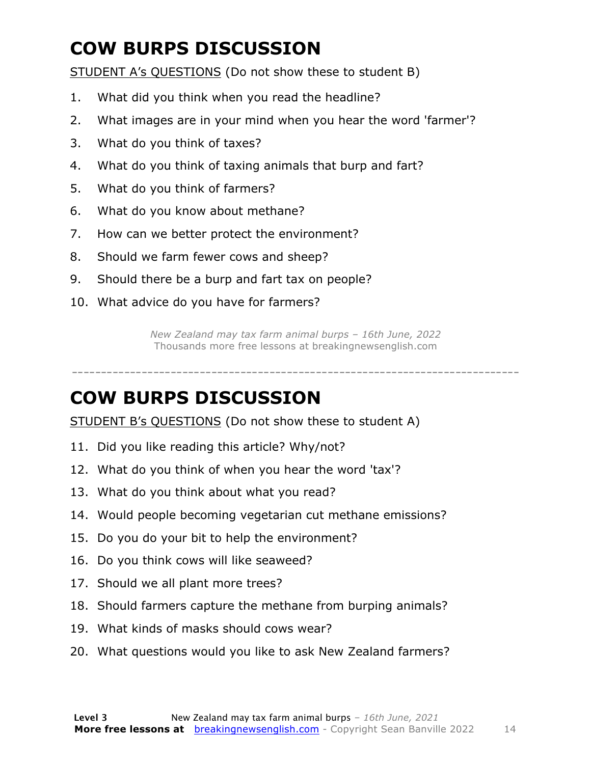# COW BURPS DISCUSSION

<u>STUDENT A's QUESTIONS</u> (Do not show these to student B)

1. What did you think when you read the headline?
2. What images are in your mind when you hear the word 'farmer'?
3. What do you think of taxes?
4. What do you think of taxing animals that burp and fart?
5. What do you think of farmers?
6. What do you know about methane?
7. How can we better protect the environment?
8. Should we farm fewer cows and sheep?
9. Should there be a burp and fart tax on people?
10. What advice do you have for farmers?

*New Zealand may tax farm animal burps – 16th June, 2022*
Thousands more free lessons at breakingnewsenglish.com

---

# COW BURPS DISCUSSION

<u>STUDENT B's QUESTIONS</u> (Do not show these to student A)

11. Did you like reading this article? Why/not?
12. What do you think of when you hear the word 'tax'?
13. What do you think about what you read?
14. Would people becoming vegetarian cut methane emissions?
15. Do you do your bit to help the environment?
16. Do you think cows will like seaweed?
17. Should we all plant more trees?
18. Should farmers capture the methane from burping animals?
19. What kinds of masks should cows wear?
20. What questions would you like to ask New Zealand farmers?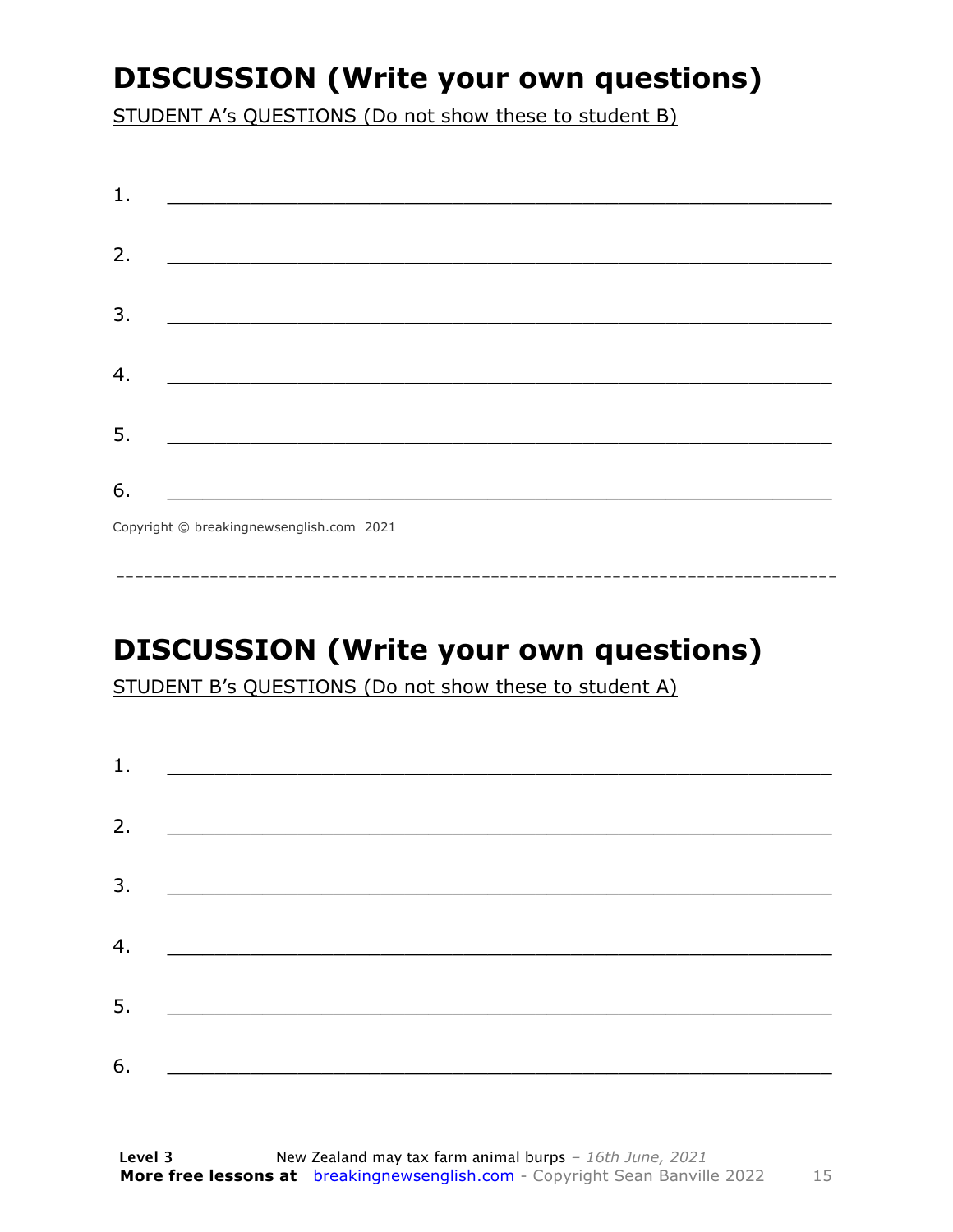# DISCUSSION (Write your own questions)

STUDENT A's QUESTIONS (Do not show these to student B)

1. ___________________________________________________________

2. ___________________________________________________________

3. ___________________________________________________________

4. ___________________________________________________________

5. ___________________________________________________________

6. ___________________________________________________________

Copyright © breakingnewsenglish.com 2021

---

# DISCUSSION (Write your own questions)

STUDENT B's QUESTIONS (Do not show these to student A)

1. ___________________________________________________________

2. ___________________________________________________________

3. ___________________________________________________________

4. ___________________________________________________________

5. ___________________________________________________________

6. ___________________________________________________________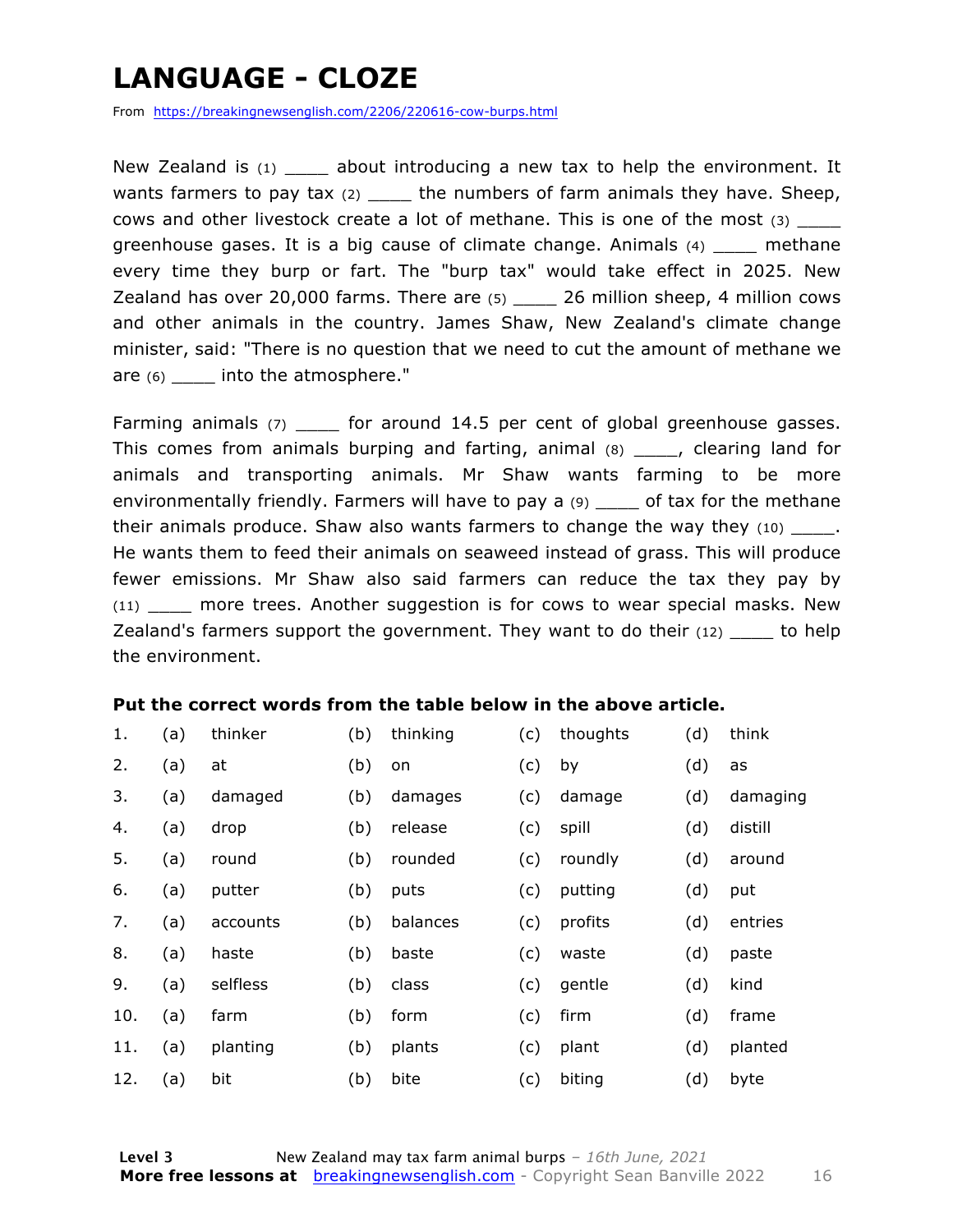# LANGUAGE - CLOZE

From https://breakingnewsenglish.com/2206/220616-cow-burps.html

New Zealand is (1) ____ about introducing a new tax to help the environment. It wants farmers to pay tax (2) ____ the numbers of farm animals they have. Sheep, cows and other livestock create a lot of methane. This is one of the most (3) ____ greenhouse gases. It is a big cause of climate change. Animals (4) ____ methane every time they burp or fart. The "burp tax" would take effect in 2025. New Zealand has over 20,000 farms. There are (5) ____ 26 million sheep, 4 million cows and other animals in the country. James Shaw, New Zealand's climate change minister, said: "There is no question that we need to cut the amount of methane we are (6) ____ into the atmosphere."

Farming animals (7) ____ for around 14.5 per cent of global greenhouse gasses. This comes from animals burping and farting, animal (8) ____, clearing land for animals and transporting animals. Mr Shaw wants farming to be more environmentally friendly. Farmers will have to pay a (9) ____ of tax for the methane their animals produce. Shaw also wants farmers to change the way they (10) ____. He wants them to feed their animals on seaweed instead of grass. This will produce fewer emissions. Mr Shaw also said farmers can reduce the tax they pay by (11) ____ more trees. Another suggestion is for cows to wear special masks. New Zealand's farmers support the government. They want to do their (12) ____ to help the environment.

**Put the correct words from the table below in the above article.**

| | | | | | | | | |
|---|---|---|---|---|---|---|---|---|
| 1. | (a) | thinker | (b) | thinking | (c) | thoughts | (d) | think |
| 2. | (a) | at | (b) | on | (c) | by | (d) | as |
| 3. | (a) | damaged | (b) | damages | (c) | damage | (d) | damaging |
| 4. | (a) | drop | (b) | release | (c) | spill | (d) | distill |
| 5. | (a) | round | (b) | rounded | (c) | roundly | (d) | around |
| 6. | (a) | putter | (b) | puts | (c) | putting | (d) | put |
| 7. | (a) | accounts | (b) | balances | (c) | profits | (d) | entries |
| 8. | (a) | haste | (b) | baste | (c) | waste | (d) | paste |
| 9. | (a) | selfless | (b) | class | (c) | gentle | (d) | kind |
| 10. | (a) | farm | (b) | form | (c) | firm | (d) | frame |
| 11. | (a) | planting | (b) | plants | (c) | plant | (d) | planted |
| 12. | (a) | bit | (b) | bite | (c) | biting | (d) | byte |

**Level 3** New Zealand may tax farm animal burps – *16th June, 2021*
**More free lessons at** breakingnewsenglish.com - Copyright Sean Banville 2022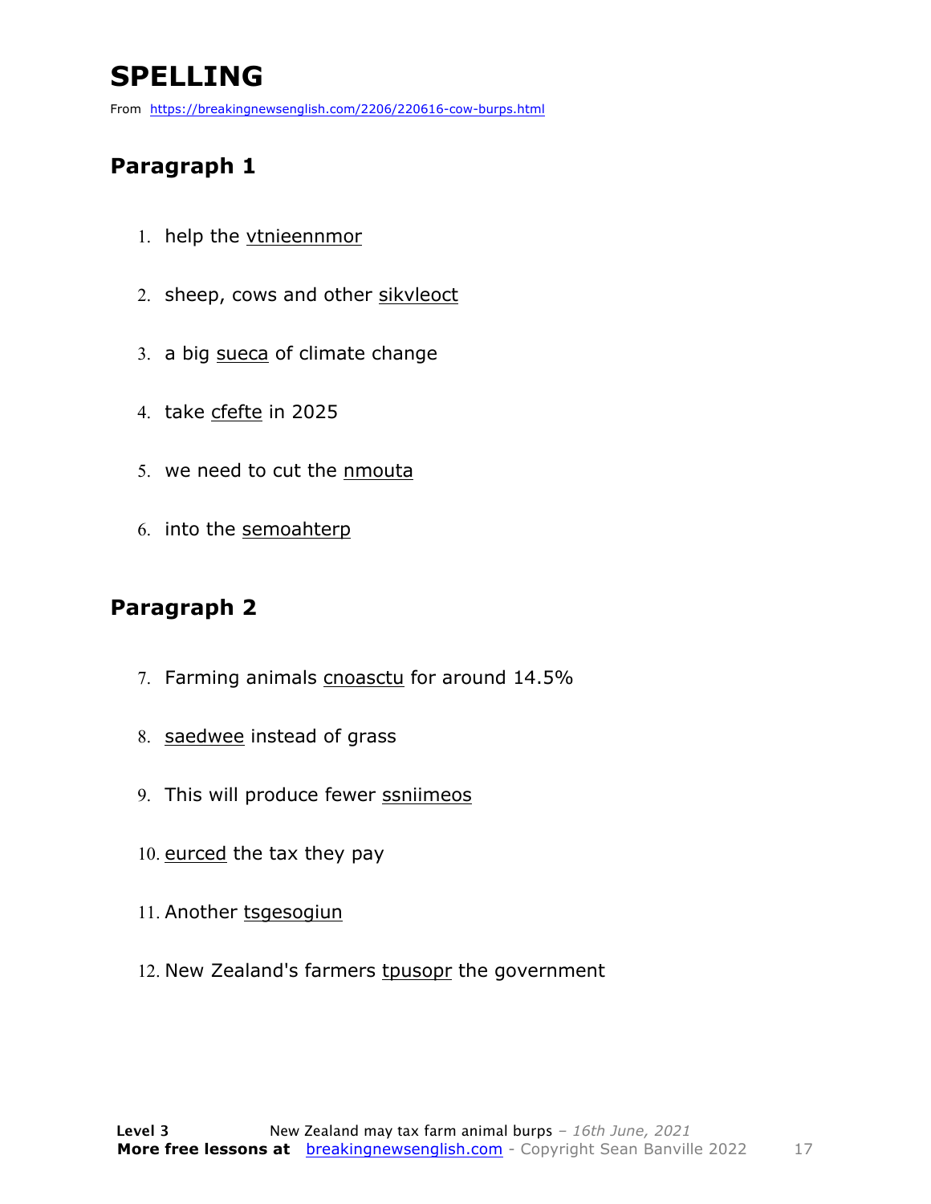# SPELLING

From https://breakingnewsenglish.com/2206/220616-cow-burps.html

## Paragraph 1

1. help the vtnieennmor
2. sheep, cows and other sikvleoct
3. a big sueca of climate change
4. take cfefte in 2025
5. we need to cut the nmouta
6. into the semoahterp

## Paragraph 2

7. Farming animals cnoasctu for around 14.5%
8. saedwee instead of grass
9. This will produce fewer ssniimeos
10. eurced the tax they pay
11. Another tsgesogiun
12. New Zealand's farmers tpusopr the government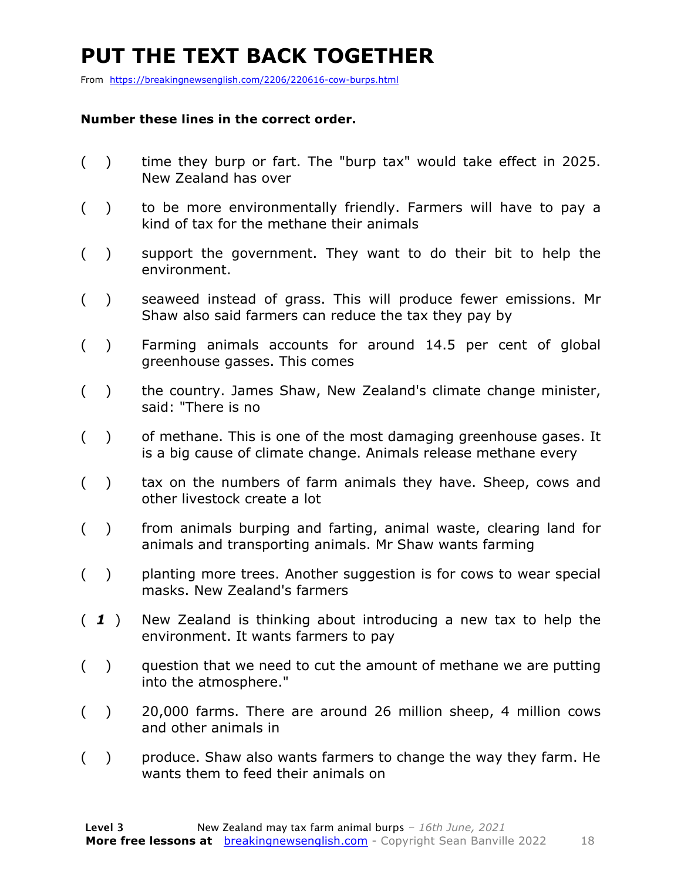# PUT THE TEXT BACK TOGETHER

From https://breakingnewsenglish.com/2206/220616-cow-burps.html

**Number these lines in the correct order.**

( ) time they burp or fart. The "burp tax" would take effect in 2025. New Zealand has over

( ) to be more environmentally friendly. Farmers will have to pay a kind of tax for the methane their animals

( ) support the government. They want to do their bit to help the environment.

( ) seaweed instead of grass. This will produce fewer emissions. Mr Shaw also said farmers can reduce the tax they pay by

( ) Farming animals accounts for around 14.5 per cent of global greenhouse gasses. This comes

( ) the country. James Shaw, New Zealand's climate change minister, said: "There is no

( ) of methane. This is one of the most damaging greenhouse gases. It is a big cause of climate change. Animals release methane every

( ) tax on the numbers of farm animals they have. Sheep, cows and other livestock create a lot

( ) from animals burping and farting, animal waste, clearing land for animals and transporting animals. Mr Shaw wants farming

( ) planting more trees. Another suggestion is for cows to wear special masks. New Zealand's farmers

( ***1*** ) New Zealand is thinking about introducing a new tax to help the environment. It wants farmers to pay

( ) question that we need to cut the amount of methane we are putting into the atmosphere."

( ) 20,000 farms. There are around 26 million sheep, 4 million cows and other animals in

( ) produce. Shaw also wants farmers to change the way they farm. He wants them to feed their animals on

**Level 3** New Zealand may tax farm animal burps – *16th June, 2021*
**More free lessons at** breakingnewsenglish.com - Copyright Sean Banville 2022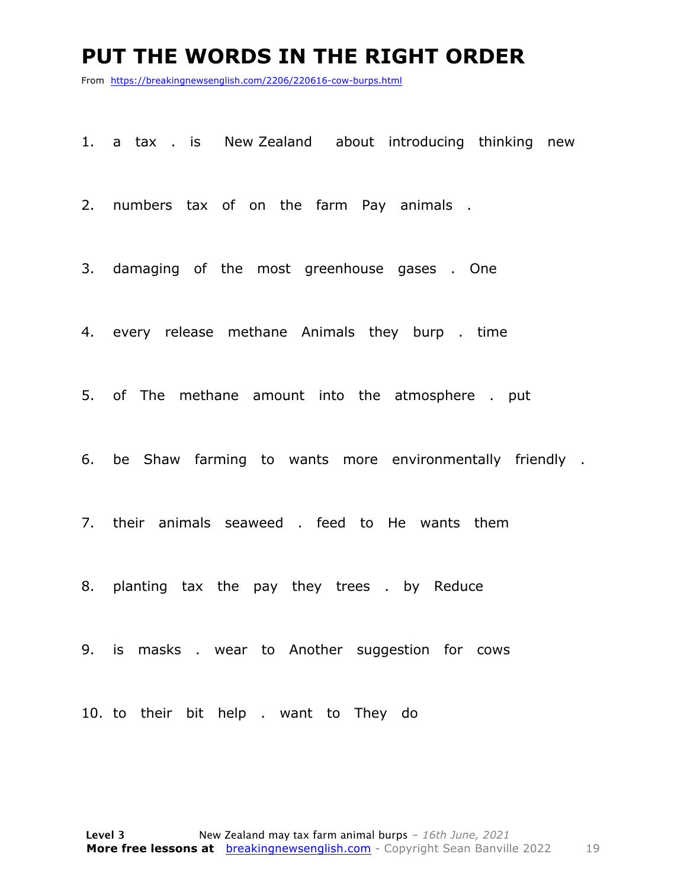# PUT THE WORDS IN THE RIGHT ORDER

From https://breakingnewsenglish.com/2206/220616-cow-burps.html

1. a tax . is New Zealand about introducing thinking new
2. numbers tax of on the farm Pay animals .
3. damaging of the most greenhouse gases . One
4. every release methane Animals they burp . time
5. of The methane amount into the atmosphere . put
6. be Shaw farming to wants more environmentally friendly .
7. their animals seaweed . feed to He wants them
8. planting tax the pay they trees . by Reduce
9. is masks . wear to Another suggestion for cows
10. to their bit help . want to They do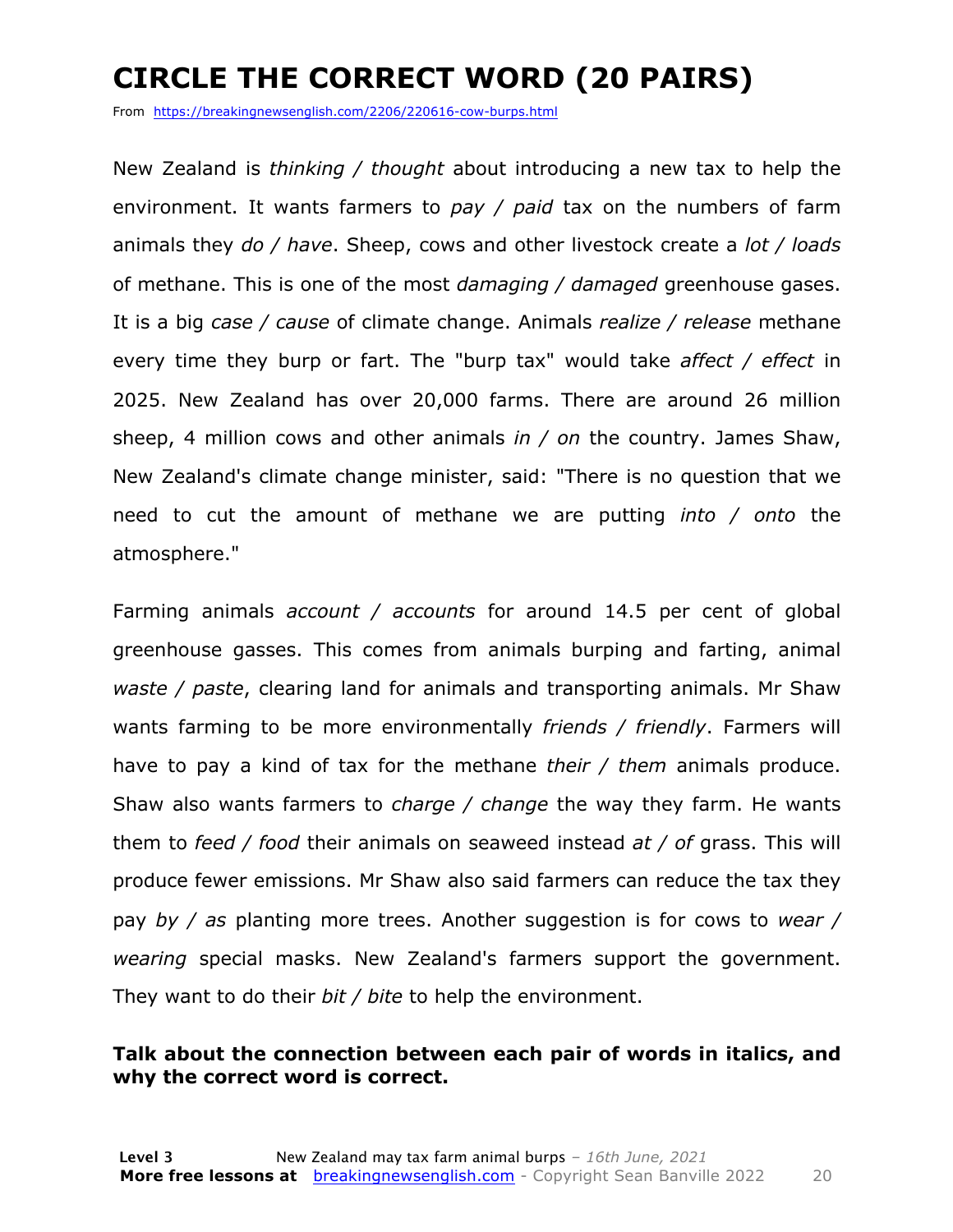# CIRCLE THE CORRECT WORD (20 PAIRS)

From https://breakingnewsenglish.com/2206/220616-cow-burps.html

New Zealand is *thinking / thought* about introducing a new tax to help the environment. It wants farmers to *pay / paid* tax on the numbers of farm animals they *do / have*. Sheep, cows and other livestock create a *lot / loads* of methane. This is one of the most *damaging / damaged* greenhouse gases. It is a big *case / cause* of climate change. Animals *realize / release* methane every time they burp or fart. The "burp tax" would take *affect / effect* in 2025. New Zealand has over 20,000 farms. There are around 26 million sheep, 4 million cows and other animals *in / on* the country. James Shaw, New Zealand's climate change minister, said: "There is no question that we need to cut the amount of methane we are putting *into / onto* the atmosphere."

Farming animals *account / accounts* for around 14.5 per cent of global greenhouse gasses. This comes from animals burping and farting, animal *waste / paste*, clearing land for animals and transporting animals. Mr Shaw wants farming to be more environmentally *friends / friendly*. Farmers will have to pay a kind of tax for the methane *their / them* animals produce. Shaw also wants farmers to *charge / change* the way they farm. He wants them to *feed / food* their animals on seaweed instead *at / of* grass. This will produce fewer emissions. Mr Shaw also said farmers can reduce the tax they pay *by / as* planting more trees. Another suggestion is for cows to *wear / wearing* special masks. New Zealand's farmers support the government. They want to do their *bit / bite* to help the environment.

**Talk about the connection between each pair of words in italics, and why the correct word is correct.**

**Level 3** New Zealand may tax farm animal burps – *16th June, 2021*
**More free lessons at** breakingnewsenglish.com - Copyright Sean Banville 2022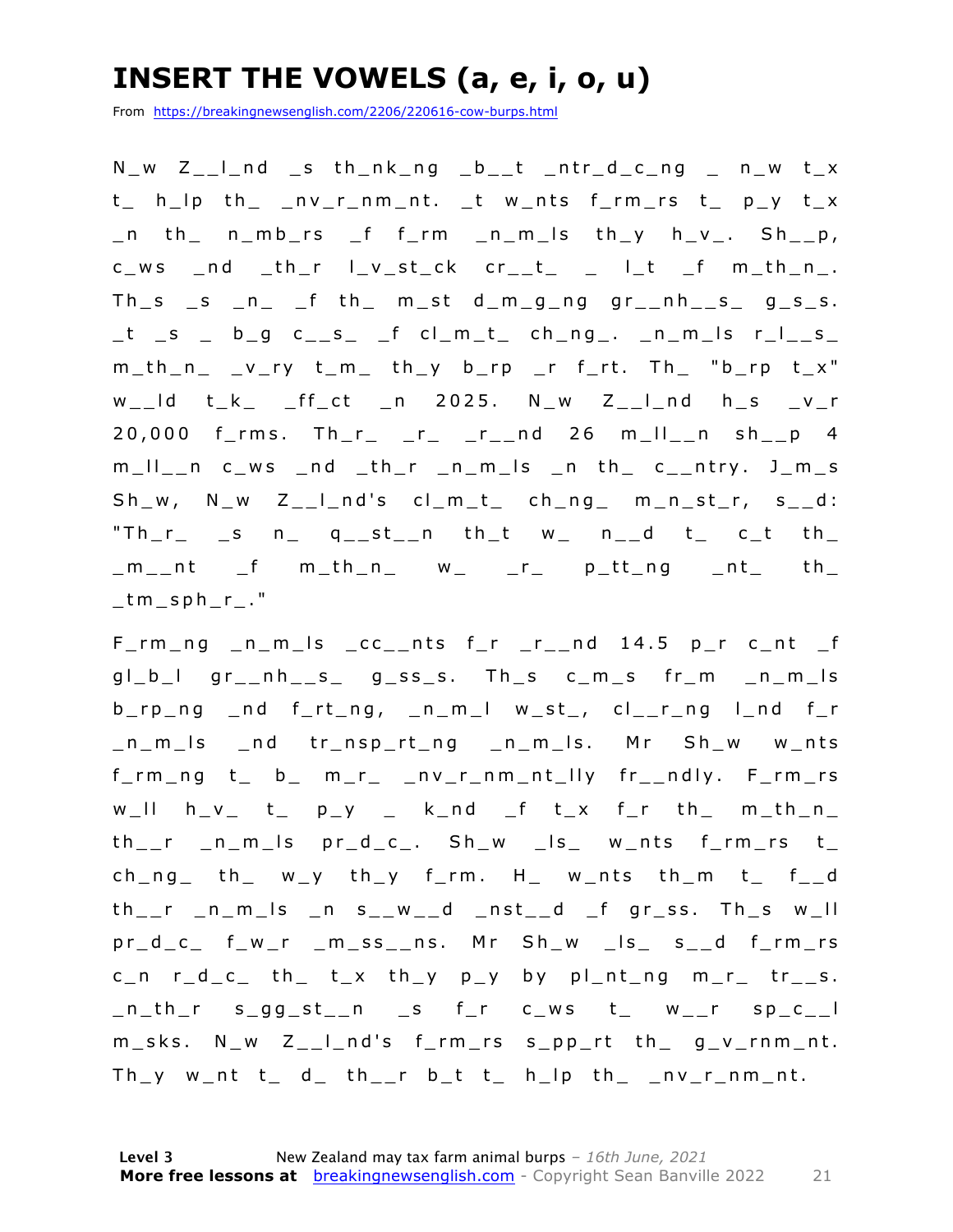# INSERT THE VOWELS (a, e, i, o, u)

From https://breakingnewsenglish.com/2206/220616-cow-burps.html

N_w Z__l_nd _s th_nk_ng _b__t _ntr_d_c_ng _ n_w t_x t_ h_lp th_ _nv_r_nm_nt. _t w_nts f_rm_rs t_ p_y t_x _n th_ n_mb_rs _f f_rm _n_m_ls th_y h_v_. Sh__p, c_ws _nd _th_r l_v_st_ck cr__t_ _ l_t _f m_th_n_. Th_s _s _n_ _f th_ m_st d_m_g_ng gr__nh__s_ g_s_s. _t _s _ b_g c__s_ _f cl_m_t_ ch_ng_. _n_m_ls r_l__s_ m_th_n_ _v_ry t_m_ th_y b_rp _r f_rt. Th_ "b_rp t_x" w__ld t_k_ _ff_ct _n 2025. N_w Z__l_nd h_s _v_r 20,000 f_rms. Th_r_ _r_ _r__nd 26 m_ll__n sh__p 4 m_ll__n c_ws _nd _th_r _n_m_ls _n th_ c__ntry. J_m_s Sh_w, N_w Z__l_nd's cl_m_t_ ch_ng_ m_n_st_r, s__d: "Th_r_ _s n_ q__st__n th_t w_ n__d t_ c_t th_ _m__nt _f m_th_n_ w_ _r_ p_tt_ng _nt_ th_ _tm_sph_r_."

F_rm_ng _n_m_ls _cc__nts f_r _r__nd 14.5 p_r c_nt _f gl_b_l gr__nh__s_ g_ss_s. Th_s c_m_s fr_m _n_m_ls b_rp_ng _nd f_rt_ng, _n_m_l w_st_, cl__r_ng l_nd f_r _n_m_ls _nd tr_nsp_rt_ng _n_m_ls. Mr Sh_w w_nts f_rm_ng t_ b_ m_r_ _nv_r_nm_nt_lly fr__ndly. F_rm_rs w_ll h_v_ t_ p_y _ k_nd _f t_x f_r th_ m_th_n_ th__r _n_m_ls pr_d_c_. Sh_w _ls_ w_nts f_rm_rs t_ ch_ng_ th_ w_y th_y f_rm. H_ w_nts th_m t_ f__d th__r _n_m_ls _n s__w__d _nst__d _f gr_ss. Th_s w_ll pr_d_c_ f_w_r _m_ss__ns. Mr Sh_w _ls_ s__d f_rm_rs c_n r_d_c_ th_ t_x th_y p_y by pl_nt_ng m_r_ tr__s. _n_th_r s_gg_st__n _s f_r c_ws t_ w__r sp_c__l m_sks. N_w Z__l_nd's f_rm_rs s_pp_rt th_ g_v_rnm_nt. Th_y w_nt t_ d_ th__r b_t t_ h_lp th_ _nv_r_nm_nt.

**Level 3** New Zealand may tax farm animal burps – *16th June, 2021*
**More free lessons at** breakingnewsenglish.com - Copyright Sean Banville 2022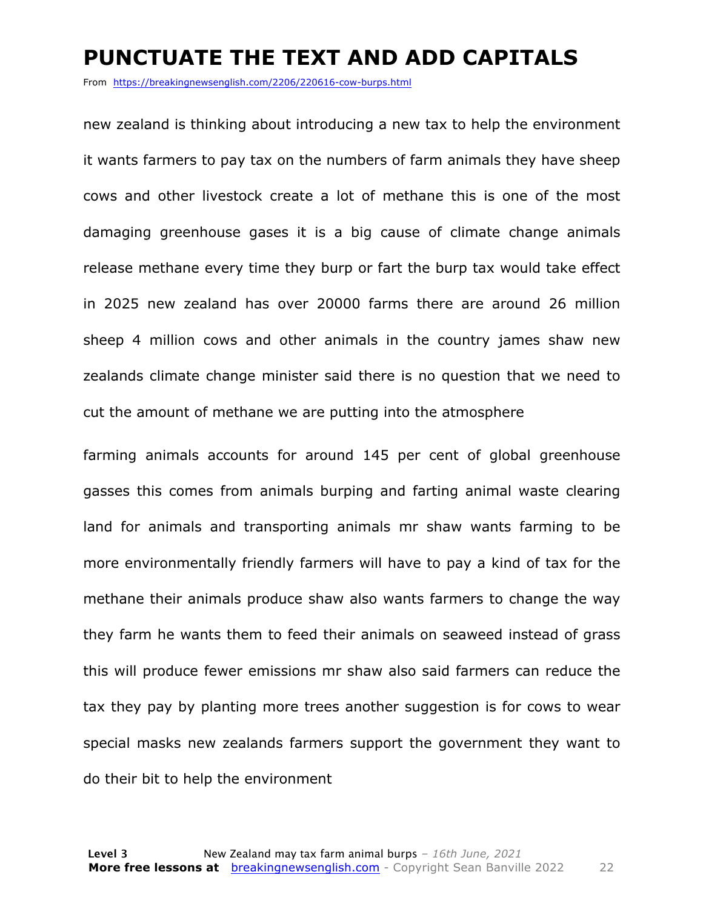# PUNCTUATE THE TEXT AND ADD CAPITALS

From https://breakingnewsenglish.com/2206/220616-cow-burps.html

new zealand is thinking about introducing a new tax to help the environment it wants farmers to pay tax on the numbers of farm animals they have sheep cows and other livestock create a lot of methane this is one of the most damaging greenhouse gases it is a big cause of climate change animals release methane every time they burp or fart the burp tax would take effect in 2025 new zealand has over 20000 farms there are around 26 million sheep 4 million cows and other animals in the country james shaw new zealands climate change minister said there is no question that we need to cut the amount of methane we are putting into the atmosphere

farming animals accounts for around 145 per cent of global greenhouse gasses this comes from animals burping and farting animal waste clearing land for animals and transporting animals mr shaw wants farming to be more environmentally friendly farmers will have to pay a kind of tax for the methane their animals produce shaw also wants farmers to change the way they farm he wants them to feed their animals on seaweed instead of grass this will produce fewer emissions mr shaw also said farmers can reduce the tax they pay by planting more trees another suggestion is for cows to wear special masks new zealands farmers support the government they want to do their bit to help the environment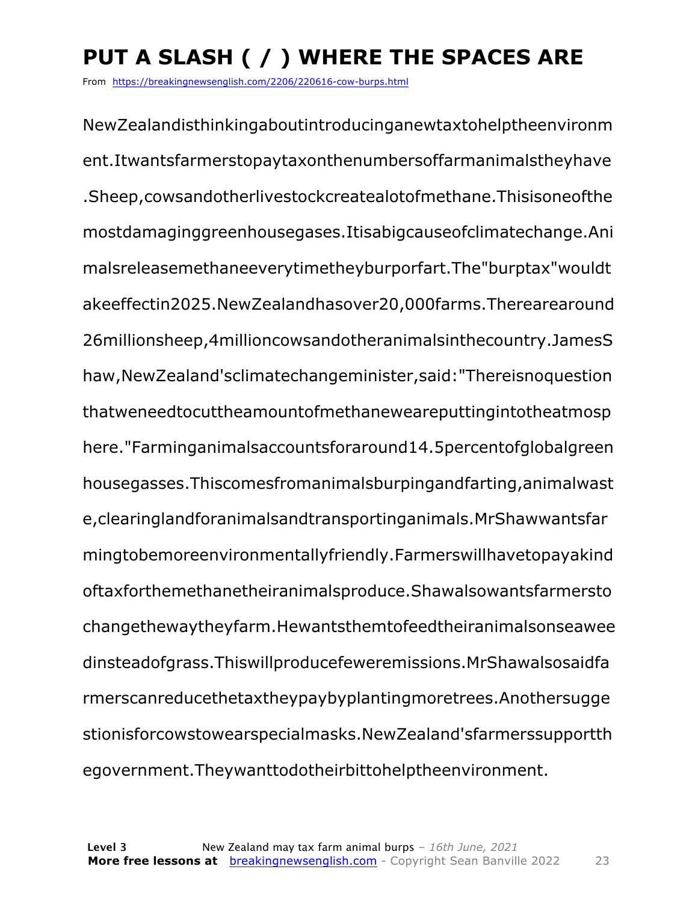# PUT A SLASH ( / ) WHERE THE SPACES ARE

From https://breakingnewsenglish.com/2206/220616-cow-burps.html

NewZealandisthinkingaboutintroducinganewtaxtohelptheenvironm
ent.Itwantsfarmerstopaytaxonthenumbersoffarmanimalstheyhave
.Sheep,cowsandotherlivestockcreatealotofmethane.Thisisoneofthe
mostdamaginggreenhousegases.Itisabigcauseofclimatechange.Ani
malsreleasemethaneeverytimetheyburporfart.The"burptax"wouldt
akeeffectin2025.NewZealandhasover20,000farms.Therearearound
26millionsheep,4millioncowsandotheranimalsinthecountry.JamesS
haw,NewZealand'sclimatechangeminister,said:"Thereisnoquestion
thatweneedtocuttheamountofmethaneweareputtingintotheatmosp
here."Farminganimalsaccountsforaround14.5percentofglobalgreen
housegasses.Thiscomesfromanimalsburpingandfarting,animalwast
e,clearinglandforanimalsandtransportinganimals.MrShawwantsfar
mingtobemoreenvironmentallyfriendly.Farmerswillhavetopayakind
oftaxforthemethanetheiranimalsproduce.Shawalsowantsfarmersto
changethewaytheyfarm.Hewantsthemtofeedtheiranimalsonseawee
dinsteadofgrass.Thiswillproducefeweremissions.MrShawalsosaidfa
rmerscanreducethetaxtheypaybyplantingmoretrees.Anothersugge
stionisforcowstowearspecialmasks.NewZealand'sfarmerssupportth
egovernment.Theywanttodotheirbittohelptheenvironment.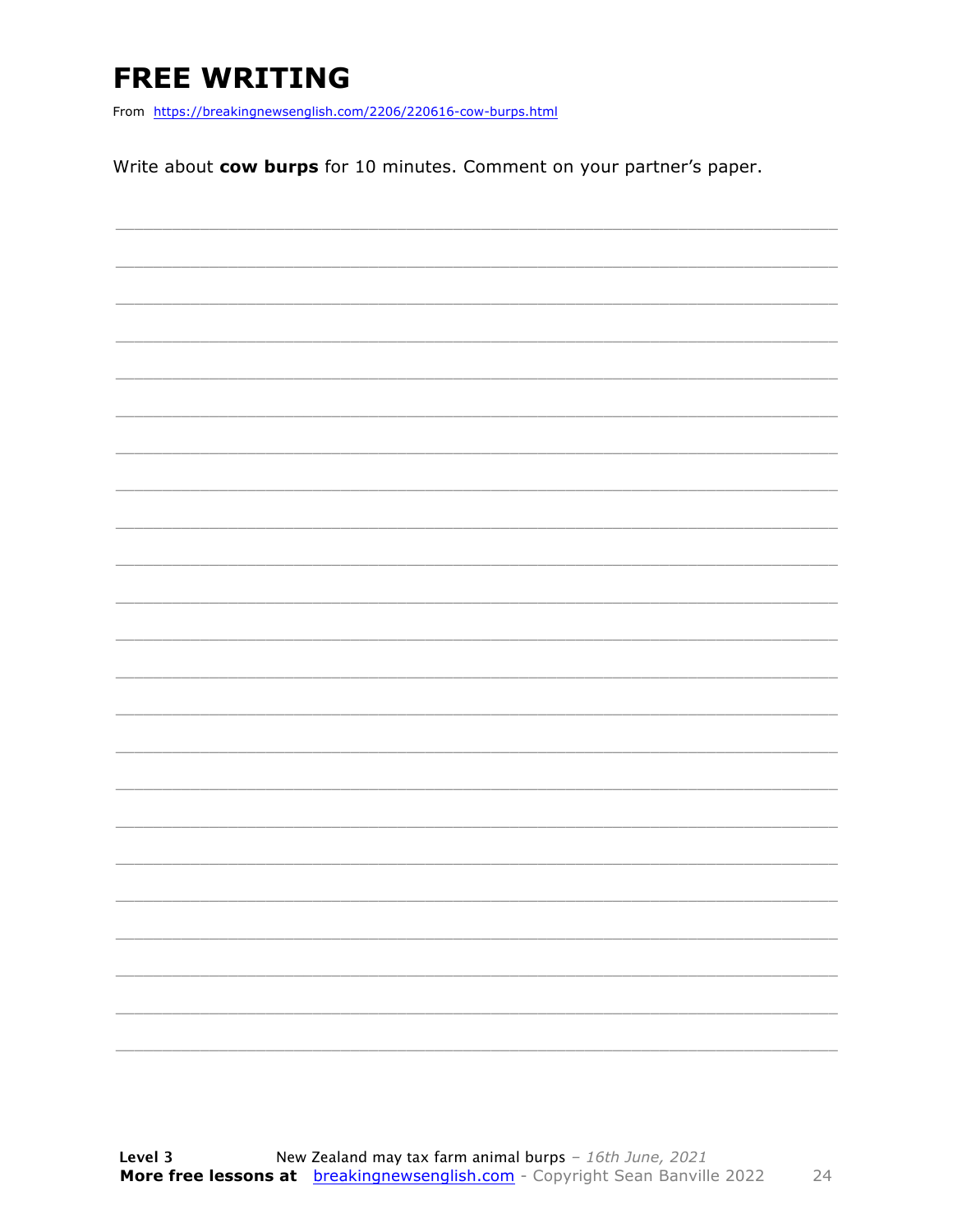# FREE WRITING

From https://breakingnewsenglish.com/2206/220616-cow-burps.html

Write about **cow burps** for 10 minutes. Comment on your partner's paper.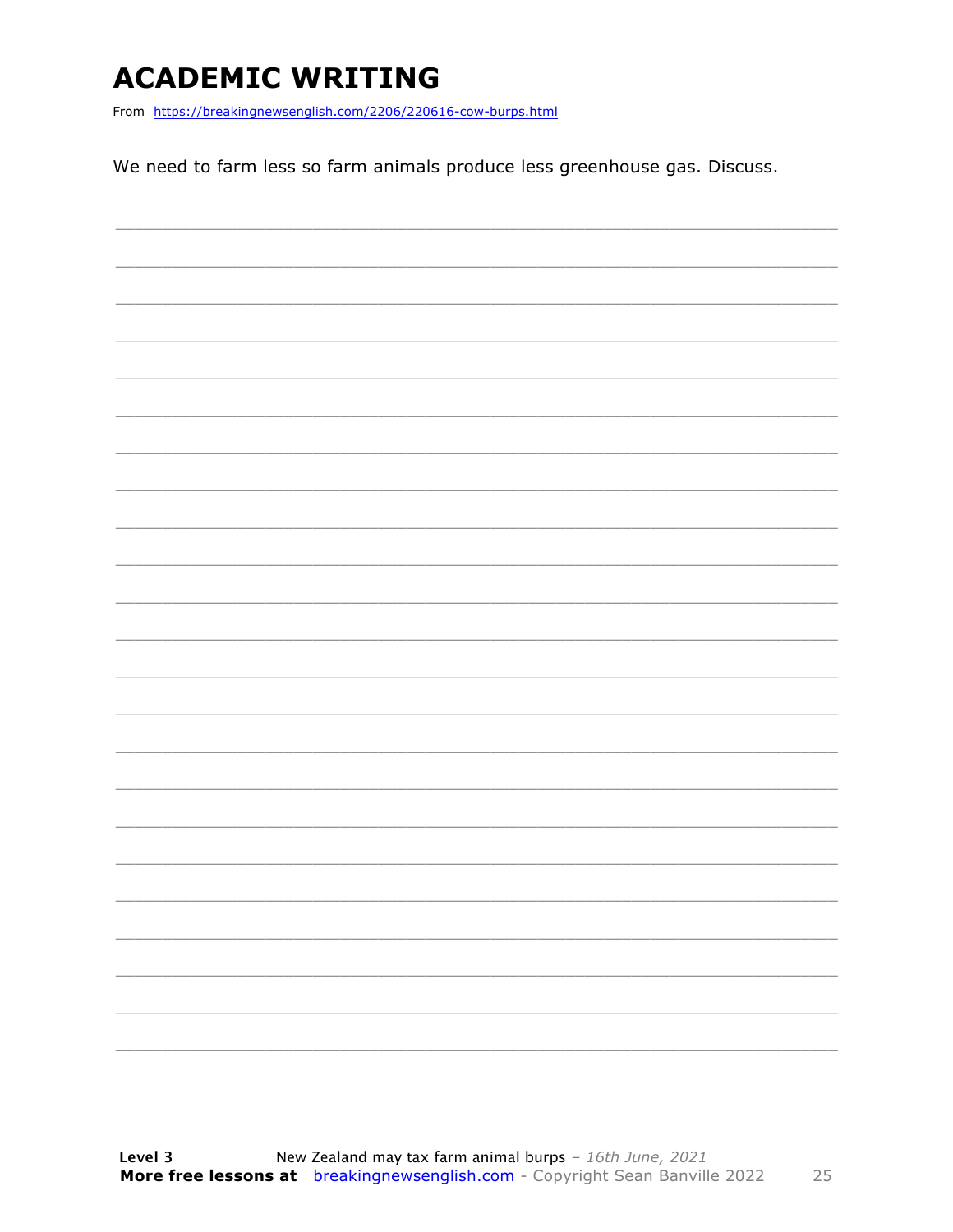# ACADEMIC WRITING

From https://breakingnewsenglish.com/2206/220616-cow-burps.html

We need to farm less so farm animals produce less greenhouse gas. Discuss.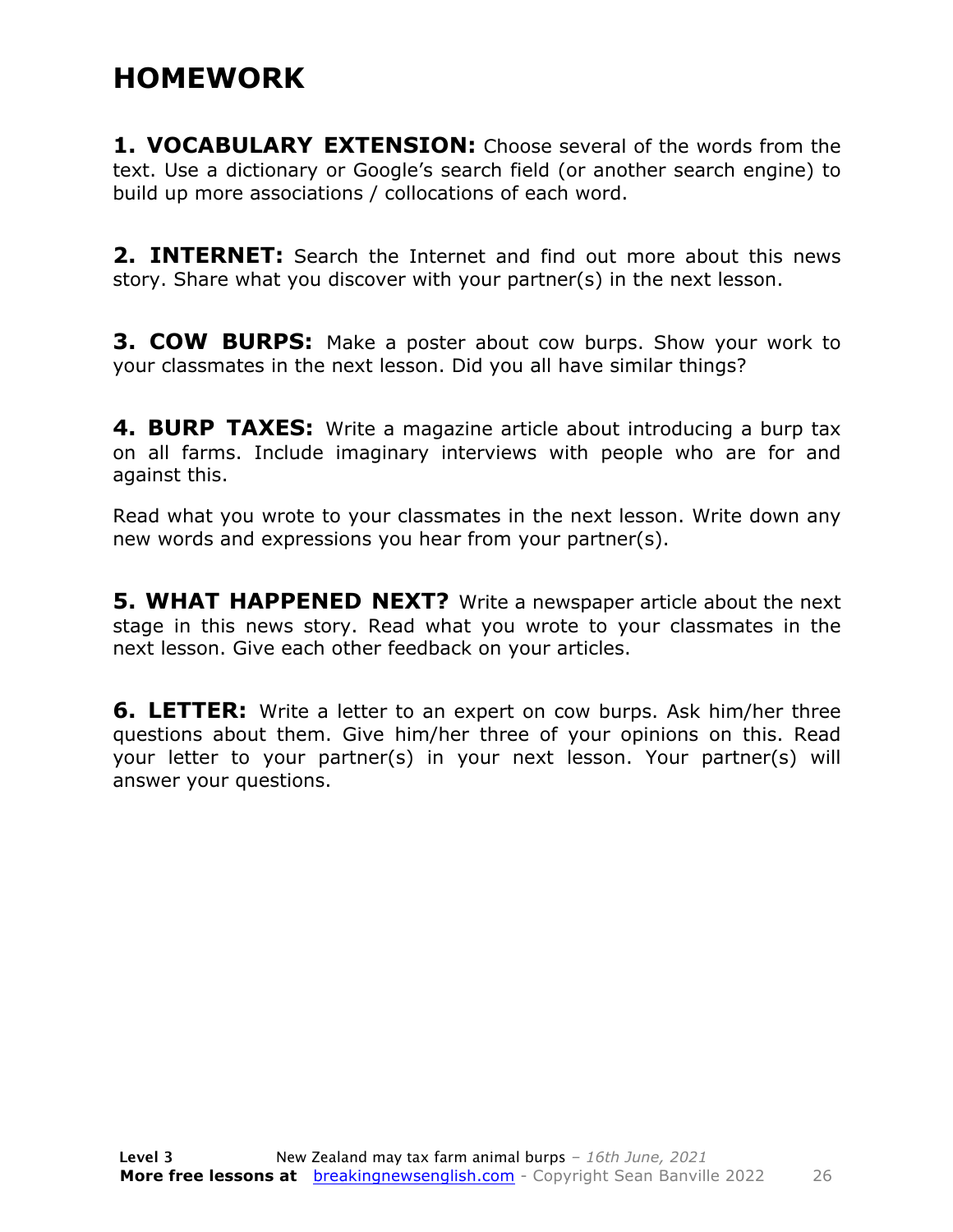# HOMEWORK

**1. VOCABULARY EXTENSION:** Choose several of the words from the text. Use a dictionary or Google's search field (or another search engine) to build up more associations / collocations of each word.

**2. INTERNET:** Search the Internet and find out more about this news story. Share what you discover with your partner(s) in the next lesson.

**3. COW BURPS:** Make a poster about cow burps. Show your work to your classmates in the next lesson. Did you all have similar things?

**4. BURP TAXES:** Write a magazine article about introducing a burp tax on all farms. Include imaginary interviews with people who are for and against this.

Read what you wrote to your classmates in the next lesson. Write down any new words and expressions you hear from your partner(s).

**5. WHAT HAPPENED NEXT?** Write a newspaper article about the next stage in this news story. Read what you wrote to your classmates in the next lesson. Give each other feedback on your articles.

**6. LETTER:** Write a letter to an expert on cow burps. Ask him/her three questions about them. Give him/her three of your opinions on this. Read your letter to your partner(s) in your next lesson. Your partner(s) will answer your questions.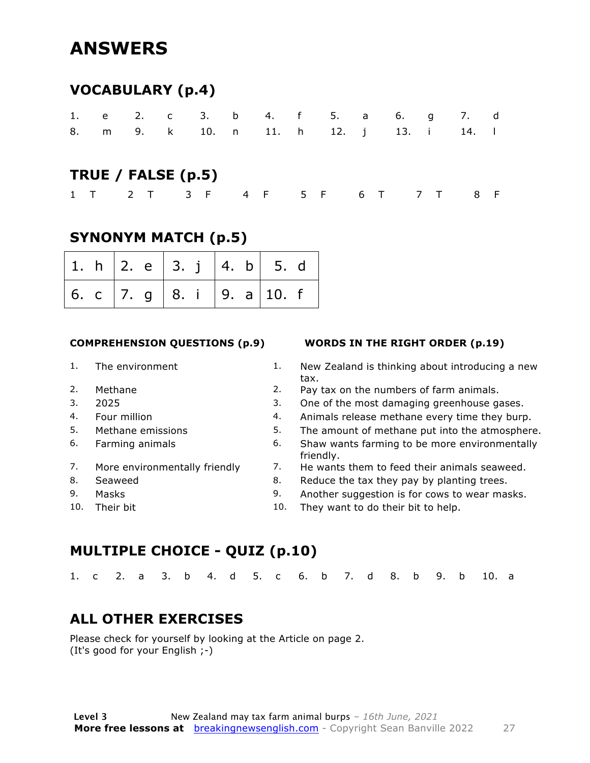# ANSWERS

## VOCABULARY (p.4)

| | | | | | | |
|---|---|---|---|---|---|---|
| 1. e | 2. c | 3. b | 4. f | 5. a | 6. g | 7. d |
| 8. m | 9. k | 10. n | 11. h | 12. j | 13. i | 14. l |

## TRUE / FALSE (p.5)

1 T  2 T  3 F  4 F  5 F  6 T  7 T  8 F

## SYNONYM MATCH (p.5)

| | | | | |
|---|---|---|---|---|
| 1. h | 2. e | 3. j | 4. b | 5. d |
| 6. c | 7. g | 8. i | 9. a | 10. f |

### COMPREHENSION QUESTIONS (p.9)

1. The environment
2. Methane
3. 2025
4. Four million
5. Methane emissions
6. Farming animals
7. More environmentally friendly
8. Seaweed
9. Masks
10. Their bit

### WORDS IN THE RIGHT ORDER (p.19)

1. New Zealand is thinking about introducing a new tax.
2. Pay tax on the numbers of farm animals.
3. One of the most damaging greenhouse gases.
4. Animals release methane every time they burp.
5. The amount of methane put into the atmosphere.
6. Shaw wants farming to be more environmentally friendly.
7. He wants them to feed their animals seaweed.
8. Reduce the tax they pay by planting trees.
9. Another suggestion is for cows to wear masks.
10. They want to do their bit to help.

## MULTIPLE CHOICE - QUIZ (p.10)

1. c  2. a  3. b  4. d  5. c  6. b  7. d  8. b  9. b  10. a

## ALL OTHER EXERCISES

Please check for yourself by looking at the Article on page 2.
(It's good for your English ;-)